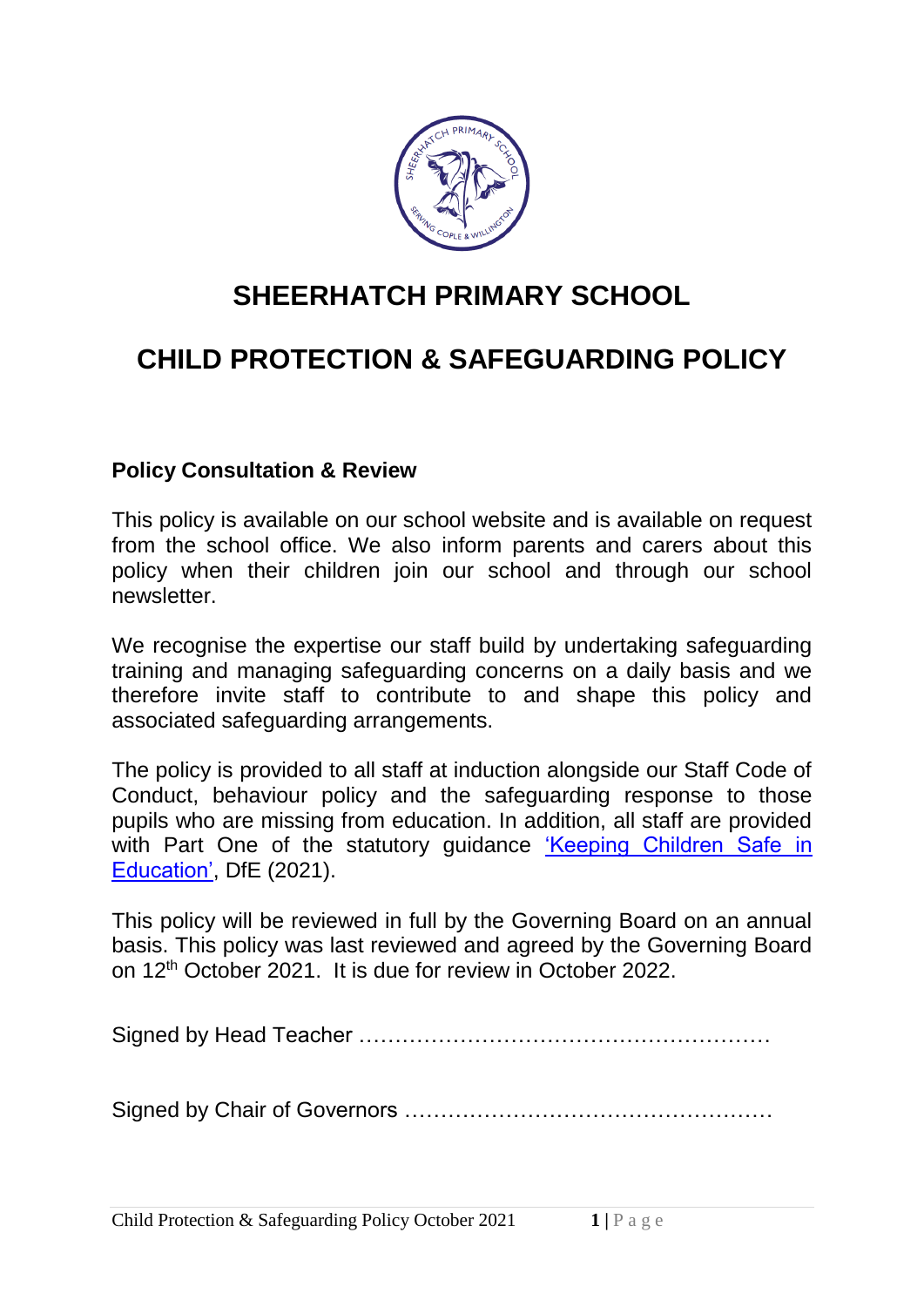# SHEERHATCH PRIMARY SCHOOL

# CHILD PROTECTION & SAFEGUARDING POLICY

**Policy Consultation & Review**

This policy is available on our school website and is available on request from the school office. We also inform parents and carers about this policy when their children join our school and through our school newsletter.

We recognise the expertise our staff build by undertaking safeguarding training and managing safeguarding concerns on a daily basis and we therefore invite staff to contribute to and shape this policy and associated safeguarding arrangements.

The policy is provided to all staff at induction alongside our Staff Code of Conduct, behaviour policy and the safeguarding response to those pupils who are missing from education. In addition, all staff are provided with Part One of the statutory guidance 'Keeping Children Safe in Education', DfE (2021).

This policy will be reviewed in full by the Governing Board on an annual basis. This policy was last reviewed and agreed by the Governing Board on 12th October 2021. It is due for review in October 2022.

Signed by Head Teacher …………………………………………………

Signed by Chair of Governors ……………………………………………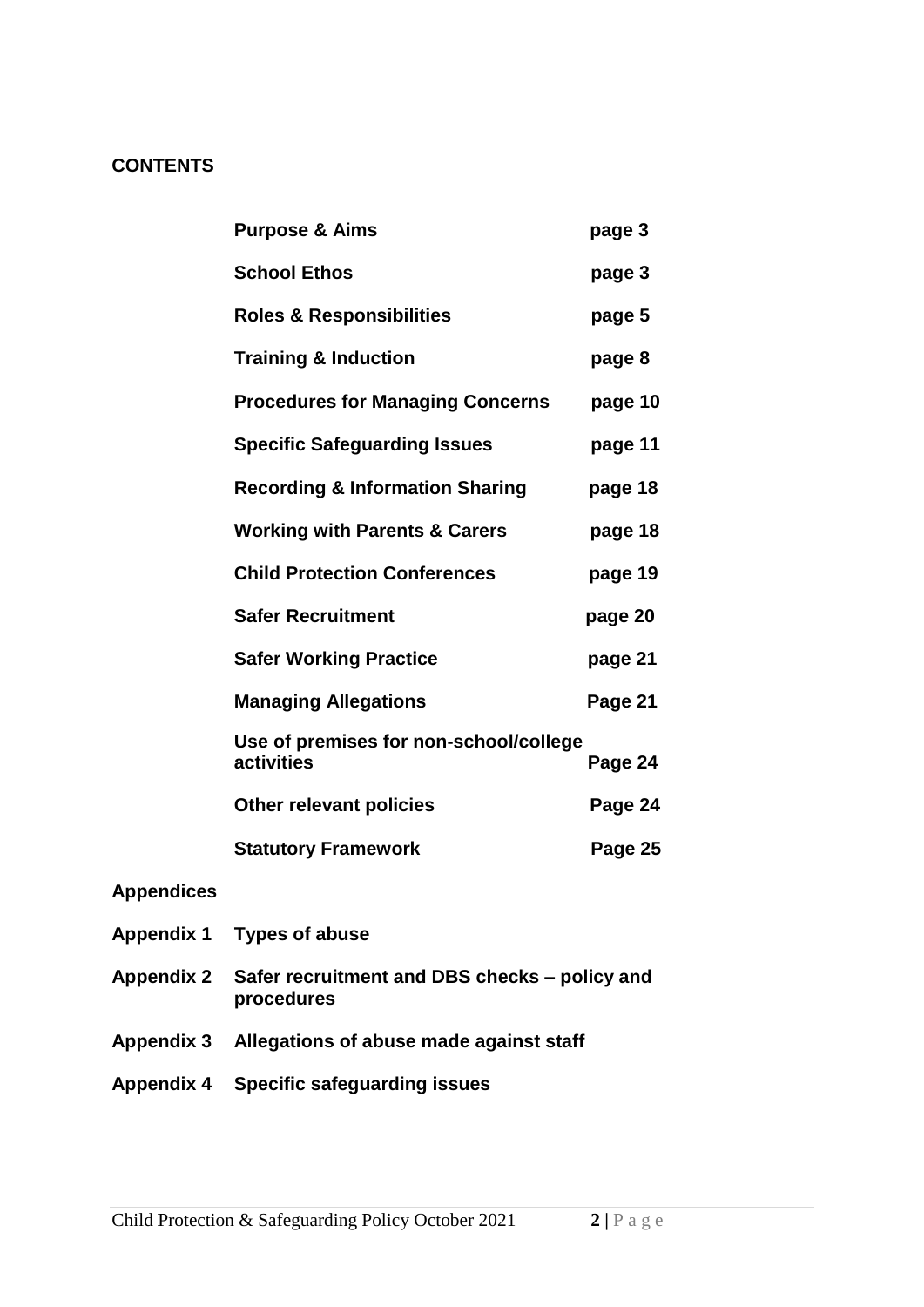**CONTENTS**

| | |
|---|---|
| **Purpose & Aims** | **page 3** |
| **School Ethos** | **page 3** |
| **Roles & Responsibilities** | **page 5** |
| **Training & Induction** | **page 8** |
| **Procedures for Managing Concerns** | **page 10** |
| **Specific Safeguarding Issues** | **page 11** |
| **Recording & Information Sharing** | **page 18** |
| **Working with Parents & Carers** | **page 18** |
| **Child Protection Conferences** | **page 19** |
| **Safer Recruitment** | **page 20** |
| **Safer Working Practice** | **page 21** |
| **Managing Allegations** | **Page 21** |
| **Use of premises for non-school/college activities** | **Page 24** |
| **Other relevant policies** | **Page 24** |
| **Statutory Framework** | **Page 25** |

**Appendices**

**Appendix 1** **Types of abuse**

**Appendix 2** **Safer recruitment and DBS checks – policy and procedures**

**Appendix 3** **Allegations of abuse made against staff**

**Appendix 4** **Specific safeguarding issues**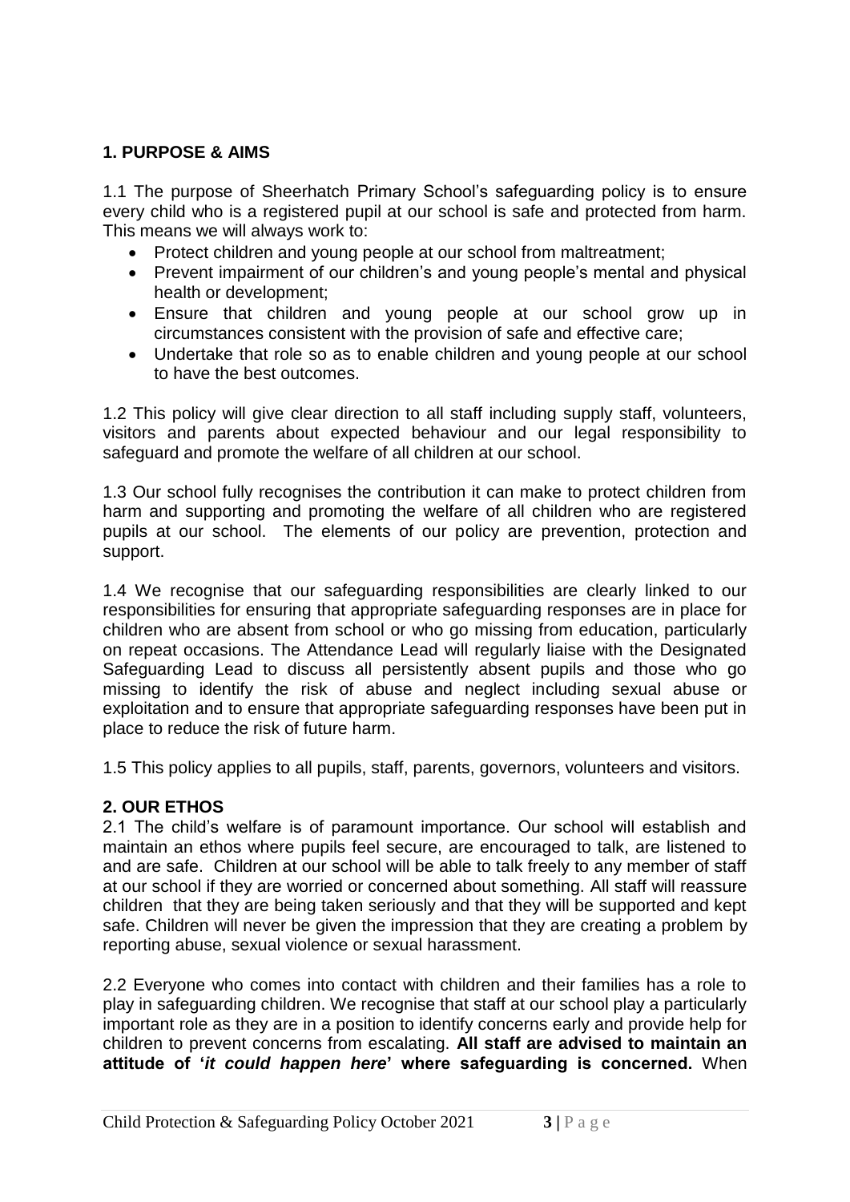## 1. PURPOSE & AIMS

1.1 The purpose of Sheerhatch Primary School's safeguarding policy is to ensure every child who is a registered pupil at our school is safe and protected from harm. This means we will always work to:

- Protect children and young people at our school from maltreatment;
- Prevent impairment of our children's and young people's mental and physical health or development;
- Ensure that children and young people at our school grow up in circumstances consistent with the provision of safe and effective care;
- Undertake that role so as to enable children and young people at our school to have the best outcomes.

1.2 This policy will give clear direction to all staff including supply staff, volunteers, visitors and parents about expected behaviour and our legal responsibility to safeguard and promote the welfare of all children at our school.

1.3 Our school fully recognises the contribution it can make to protect children from harm and supporting and promoting the welfare of all children who are registered pupils at our school. The elements of our policy are prevention, protection and support.

1.4 We recognise that our safeguarding responsibilities are clearly linked to our responsibilities for ensuring that appropriate safeguarding responses are in place for children who are absent from school or who go missing from education, particularly on repeat occasions. The Attendance Lead will regularly liaise with the Designated Safeguarding Lead to discuss all persistently absent pupils and those who go missing to identify the risk of abuse and neglect including sexual abuse or exploitation and to ensure that appropriate safeguarding responses have been put in place to reduce the risk of future harm.

1.5 This policy applies to all pupils, staff, parents, governors, volunteers and visitors.

## 2. OUR ETHOS

2.1 The child's welfare is of paramount importance. Our school will establish and maintain an ethos where pupils feel secure, are encouraged to talk, are listened to and are safe. Children at our school will be able to talk freely to any member of staff at our school if they are worried or concerned about something. All staff will reassure children that they are being taken seriously and that they will be supported and kept safe. Children will never be given the impression that they are creating a problem by reporting abuse, sexual violence or sexual harassment.

2.2 Everyone who comes into contact with children and their families has a role to play in safeguarding children. We recognise that staff at our school play a particularly important role as they are in a position to identify concerns early and provide help for children to prevent concerns from escalating. **All staff are advised to maintain an attitude of '*it could happen here*' where safeguarding is concerned.** When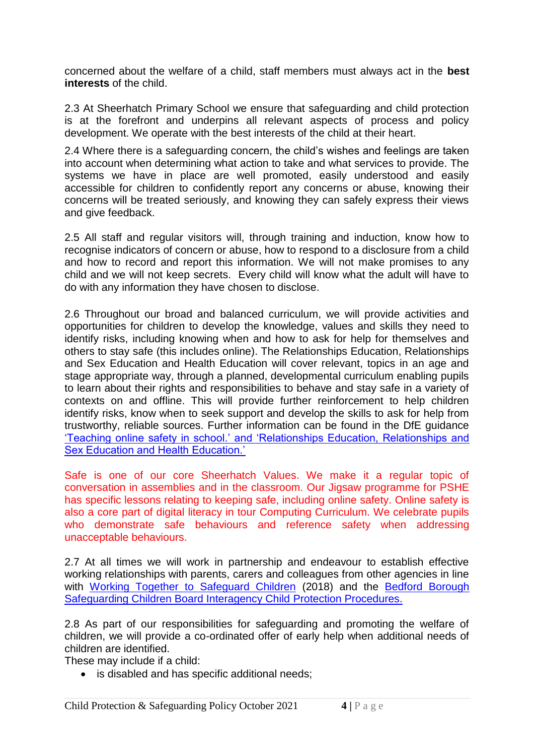concerned about the welfare of a child, staff members must always act in the **best interests** of the child.

2.3 At Sheerhatch Primary School we ensure that safeguarding and child protection is at the forefront and underpins all relevant aspects of process and policy development. We operate with the best interests of the child at their heart.

2.4 Where there is a safeguarding concern, the child's wishes and feelings are taken into account when determining what action to take and what services to provide. The systems we have in place are well promoted, easily understood and easily accessible for children to confidently report any concerns or abuse, knowing their concerns will be treated seriously, and knowing they can safely express their views and give feedback.

2.5 All staff and regular visitors will, through training and induction, know how to recognise indicators of concern or abuse, how to respond to a disclosure from a child and how to record and report this information. We will not make promises to any child and we will not keep secrets. Every child will know what the adult will have to do with any information they have chosen to disclose.

2.6 Throughout our broad and balanced curriculum, we will provide activities and opportunities for children to develop the knowledge, values and skills they need to identify risks, including knowing when and how to ask for help for themselves and others to stay safe (this includes online). The Relationships Education, Relationships and Sex Education and Health Education will cover relevant, topics in an age and stage appropriate way, through a planned, developmental curriculum enabling pupils to learn about their rights and responsibilities to behave and stay safe in a variety of contexts on and offline. This will provide further reinforcement to help children identify risks, know when to seek support and develop the skills to ask for help from trustworthy, reliable sources. Further information can be found in the DfE guidance 'Teaching online safety in school.' and 'Relationships Education, Relationships and Sex Education and Health Education.'

Safe is one of our core Sheerhatch Values. We make it a regular topic of conversation in assemblies and in the classroom. Our Jigsaw programme for PSHE has specific lessons relating to keeping safe, including online safety. Online safety is also a core part of digital literacy in tour Computing Curriculum. We celebrate pupils who demonstrate safe behaviours and reference safety when addressing unacceptable behaviours.

2.7 At all times we will work in partnership and endeavour to establish effective working relationships with parents, carers and colleagues from other agencies in line with Working Together to Safeguard Children (2018) and the Bedford Borough Safeguarding Children Board Interagency Child Protection Procedures.

2.8 As part of our responsibilities for safeguarding and promoting the welfare of children, we will provide a co-ordinated offer of early help when additional needs of children are identified.

These may include if a child:

- is disabled and has specific additional needs;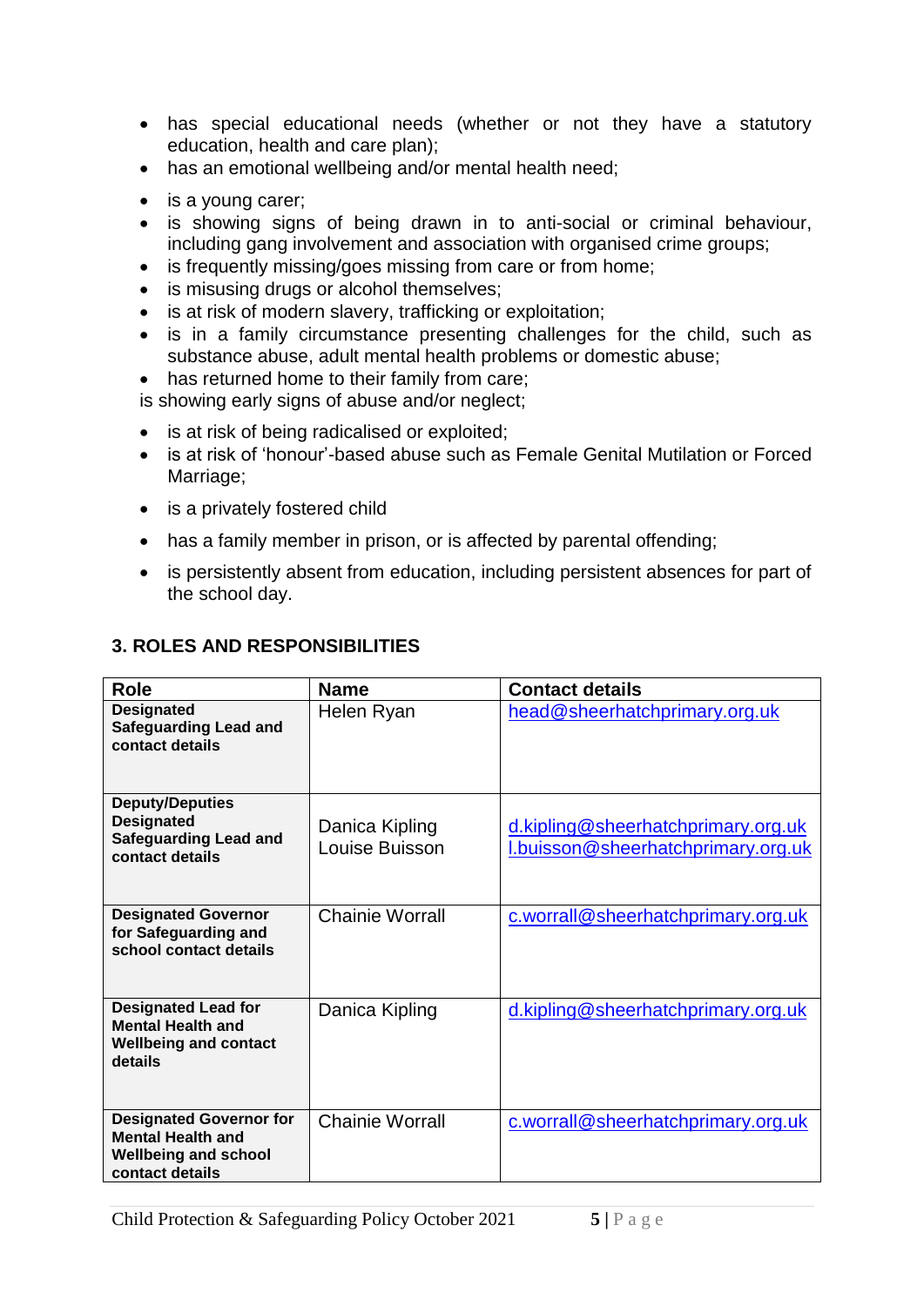- has special educational needs (whether or not they have a statutory education, health and care plan);
- has an emotional wellbeing and/or mental health need;
- is a young carer;
- is showing signs of being drawn in to anti-social or criminal behaviour, including gang involvement and association with organised crime groups;
- is frequently missing/goes missing from care or from home;
- is misusing drugs or alcohol themselves;
- is at risk of modern slavery, trafficking or exploitation;
- is in a family circumstance presenting challenges for the child, such as substance abuse, adult mental health problems or domestic abuse;
- has returned home to their family from care;

is showing early signs of abuse and/or neglect;

- is at risk of being radicalised or exploited;
- is at risk of 'honour'-based abuse such as Female Genital Mutilation or Forced Marriage;
- is a privately fostered child
- has a family member in prison, or is affected by parental offending;
- is persistently absent from education, including persistent absences for part of the school day.

## 3. ROLES AND RESPONSIBILITIES

| Role | Name | Contact details |
|---|---|---|
| **Designated Safeguarding Lead and contact details** | Helen Ryan | head@sheerhatchprimary.org.uk |
| **Deputy/Deputies Designated Safeguarding Lead and contact details** | Danica Kipling<br>Louise Buisson | d.kipling@sheerhatchprimary.org.uk<br>l.buisson@sheerhatchprimary.org.uk |
| **Designated Governor for Safeguarding and school contact details** | Chainie Worrall | c.worrall@sheerhatchprimary.org.uk |
| **Designated Lead for Mental Health and Wellbeing and contact details** | Danica Kipling | d.kipling@sheerhatchprimary.org.uk |
| **Designated Governor for Mental Health and Wellbeing and school contact details** | Chainie Worrall | c.worrall@sheerhatchprimary.org.uk |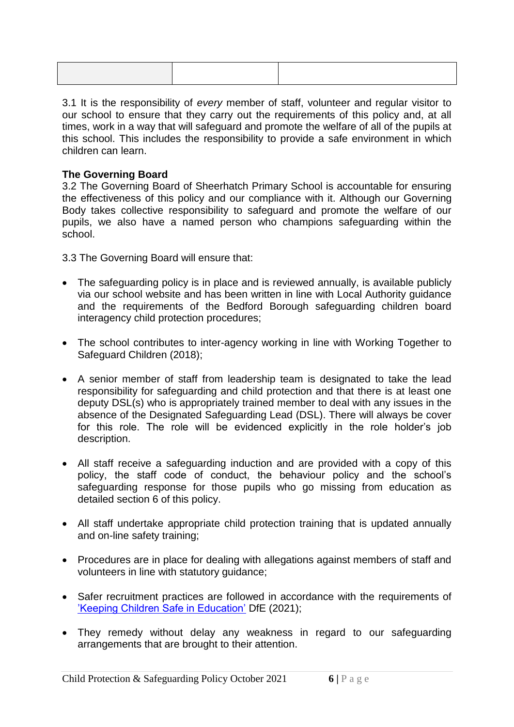| | | |
|---|---|---|

3.1 It is the responsibility of *every* member of staff, volunteer and regular visitor to our school to ensure that they carry out the requirements of this policy and, at all times, work in a way that will safeguard and promote the welfare of all of the pupils at this school. This includes the responsibility to provide a safe environment in which children can learn.

**The Governing Board**

3.2 The Governing Board of Sheerhatch Primary School is accountable for ensuring the effectiveness of this policy and our compliance with it. Although our Governing Body takes collective responsibility to safeguard and promote the welfare of our pupils, we also have a named person who champions safeguarding within the school.

3.3 The Governing Board will ensure that:

- The safeguarding policy is in place and is reviewed annually, is available publicly via our school website and has been written in line with Local Authority guidance and the requirements of the Bedford Borough safeguarding children board interagency child protection procedures;
- The school contributes to inter-agency working in line with Working Together to Safeguard Children (2018);
- A senior member of staff from leadership team is designated to take the lead responsibility for safeguarding and child protection and that there is at least one deputy DSL(s) who is appropriately trained member to deal with any issues in the absence of the Designated Safeguarding Lead (DSL). There will always be cover for this role. The role will be evidenced explicitly in the role holder's job description.
- All staff receive a safeguarding induction and are provided with a copy of this policy, the staff code of conduct, the behaviour policy and the school's safeguarding response for those pupils who go missing from education as detailed section 6 of this policy.
- All staff undertake appropriate child protection training that is updated annually and on-line safety training;
- Procedures are in place for dealing with allegations against members of staff and volunteers in line with statutory guidance;
- Safer recruitment practices are followed in accordance with the requirements of 'Keeping Children Safe in Education' DfE (2021);
- They remedy without delay any weakness in regard to our safeguarding arrangements that are brought to their attention.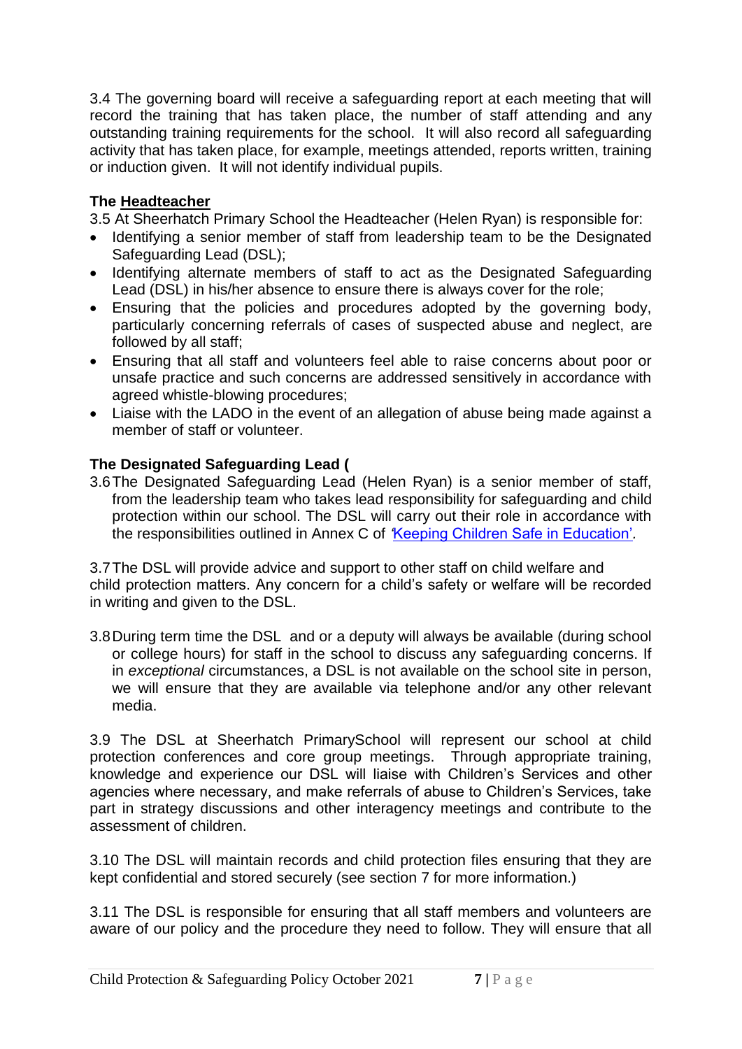3.4 The governing board will receive a safeguarding report at each meeting that will record the training that has taken place, the number of staff attending and any outstanding training requirements for the school. It will also record all safeguarding activity that has taken place, for example, meetings attended, reports written, training or induction given. It will not identify individual pupils.

**The Headteacher**

3.5 At Sheerhatch Primary School the Headteacher (Helen Ryan) is responsible for:

- Identifying a senior member of staff from leadership team to be the Designated Safeguarding Lead (DSL);
- Identifying alternate members of staff to act as the Designated Safeguarding Lead (DSL) in his/her absence to ensure there is always cover for the role;
- Ensuring that the policies and procedures adopted by the governing body, particularly concerning referrals of cases of suspected abuse and neglect, are followed by all staff;
- Ensuring that all staff and volunteers feel able to raise concerns about poor or unsafe practice and such concerns are addressed sensitively in accordance with agreed whistle-blowing procedures;
- Liaise with the LADO in the event of an allegation of abuse being made against a member of staff or volunteer.

**The Designated Safeguarding Lead (**

3.6 The Designated Safeguarding Lead (Helen Ryan) is a senior member of staff, from the leadership team who takes lead responsibility for safeguarding and child protection within our school. The DSL will carry out their role in accordance with the responsibilities outlined in Annex C of 'Keeping Children Safe in Education'.

3.7 The DSL will provide advice and support to other staff on child welfare and child protection matters. Any concern for a child's safety or welfare will be recorded in writing and given to the DSL.

3.8 During term time the DSL and or a deputy will always be available (during school or college hours) for staff in the school to discuss any safeguarding concerns. If in *exceptional* circumstances, a DSL is not available on the school site in person, we will ensure that they are available via telephone and/or any other relevant media.

3.9 The DSL at Sheerhatch PrimarySchool will represent our school at child protection conferences and core group meetings. Through appropriate training, knowledge and experience our DSL will liaise with Children's Services and other agencies where necessary, and make referrals of abuse to Children's Services, take part in strategy discussions and other interagency meetings and contribute to the assessment of children.

3.10 The DSL will maintain records and child protection files ensuring that they are kept confidential and stored securely (see section 7 for more information.)

3.11 The DSL is responsible for ensuring that all staff members and volunteers are aware of our policy and the procedure they need to follow. They will ensure that all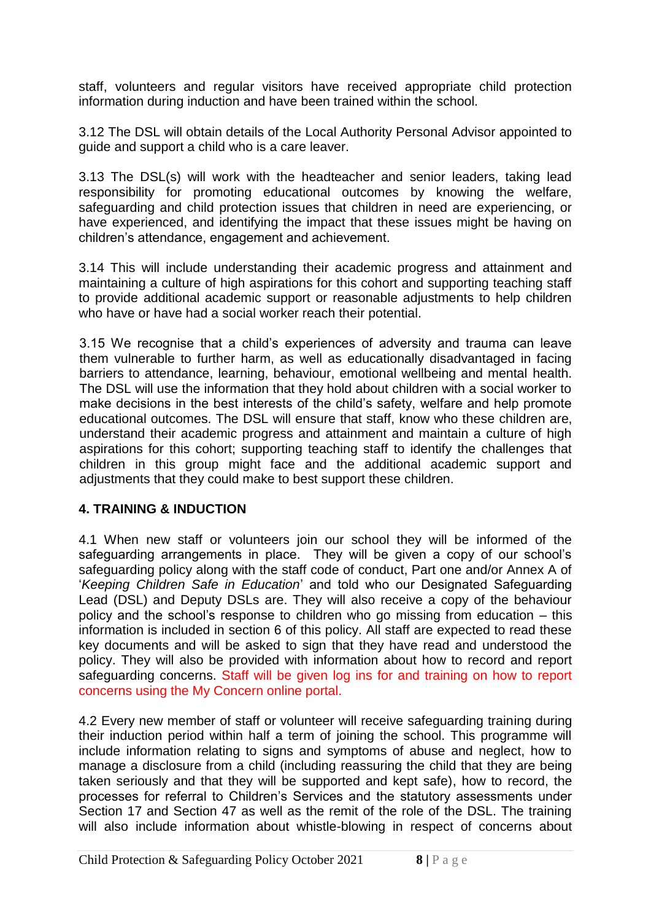staff, volunteers and regular visitors have received appropriate child protection information during induction and have been trained within the school.

3.12 The DSL will obtain details of the Local Authority Personal Advisor appointed to guide and support a child who is a care leaver.

3.13 The DSL(s) will work with the headteacher and senior leaders, taking lead responsibility for promoting educational outcomes by knowing the welfare, safeguarding and child protection issues that children in need are experiencing, or have experienced, and identifying the impact that these issues might be having on children's attendance, engagement and achievement.

3.14 This will include understanding their academic progress and attainment and maintaining a culture of high aspirations for this cohort and supporting teaching staff to provide additional academic support or reasonable adjustments to help children who have or have had a social worker reach their potential.

3.15 We recognise that a child's experiences of adversity and trauma can leave them vulnerable to further harm, as well as educationally disadvantaged in facing barriers to attendance, learning, behaviour, emotional wellbeing and mental health. The DSL will use the information that they hold about children with a social worker to make decisions in the best interests of the child's safety, welfare and help promote educational outcomes. The DSL will ensure that staff, know who these children are, understand their academic progress and attainment and maintain a culture of high aspirations for this cohort; supporting teaching staff to identify the challenges that children in this group might face and the additional academic support and adjustments that they could make to best support these children.

## 4. TRAINING & INDUCTION

4.1 When new staff or volunteers join our school they will be informed of the safeguarding arrangements in place. They will be given a copy of our school's safeguarding policy along with the staff code of conduct, Part one and/or Annex A of '*Keeping Children Safe in Education*' and told who our Designated Safeguarding Lead (DSL) and Deputy DSLs are. They will also receive a copy of the behaviour policy and the school's response to children who go missing from education – this information is included in section 6 of this policy. All staff are expected to read these key documents and will be asked to sign that they have read and understood the policy. They will also be provided with information about how to record and report safeguarding concerns. Staff will be given log ins for and training on how to report concerns using the My Concern online portal.

4.2 Every new member of staff or volunteer will receive safeguarding training during their induction period within half a term of joining the school. This programme will include information relating to signs and symptoms of abuse and neglect, how to manage a disclosure from a child (including reassuring the child that they are being taken seriously and that they will be supported and kept safe), how to record, the processes for referral to Children's Services and the statutory assessments under Section 17 and Section 47 as well as the remit of the role of the DSL. The training will also include information about whistle-blowing in respect of concerns about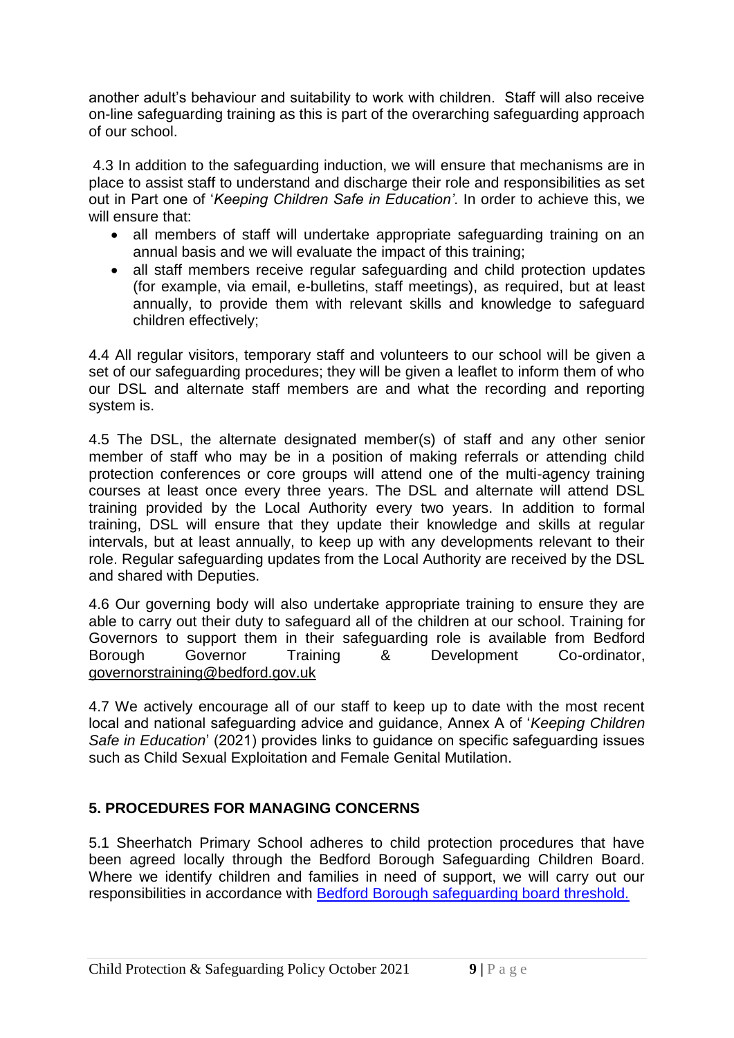another adult's behaviour and suitability to work with children. Staff will also receive on-line safeguarding training as this is part of the overarching safeguarding approach of our school.

4.3 In addition to the safeguarding induction, we will ensure that mechanisms are in place to assist staff to understand and discharge their role and responsibilities as set out in Part one of '*Keeping Children Safe in Education'*. In order to achieve this, we will ensure that:

- all members of staff will undertake appropriate safeguarding training on an annual basis and we will evaluate the impact of this training;
- all staff members receive regular safeguarding and child protection updates (for example, via email, e-bulletins, staff meetings), as required, but at least annually, to provide them with relevant skills and knowledge to safeguard children effectively;

4.4 All regular visitors, temporary staff and volunteers to our school will be given a set of our safeguarding procedures; they will be given a leaflet to inform them of who our DSL and alternate staff members are and what the recording and reporting system is.

4.5 The DSL, the alternate designated member(s) of staff and any other senior member of staff who may be in a position of making referrals or attending child protection conferences or core groups will attend one of the multi-agency training courses at least once every three years. The DSL and alternate will attend DSL training provided by the Local Authority every two years. In addition to formal training, DSL will ensure that they update their knowledge and skills at regular intervals, but at least annually, to keep up with any developments relevant to their role. Regular safeguarding updates from the Local Authority are received by the DSL and shared with Deputies.

4.6 Our governing body will also undertake appropriate training to ensure they are able to carry out their duty to safeguard all of the children at our school. Training for Governors to support them in their safeguarding role is available from Bedford Borough Governor Training & Development Co-ordinator, governorstraining@bedford.gov.uk

4.7 We actively encourage all of our staff to keep up to date with the most recent local and national safeguarding advice and guidance, Annex A of '*Keeping Children Safe in Education*' (2021) provides links to guidance on specific safeguarding issues such as Child Sexual Exploitation and Female Genital Mutilation.

## 5. PROCEDURES FOR MANAGING CONCERNS

5.1 Sheerhatch Primary School adheres to child protection procedures that have been agreed locally through the Bedford Borough Safeguarding Children Board. Where we identify children and families in need of support, we will carry out our responsibilities in accordance with Bedford Borough safeguarding board threshold.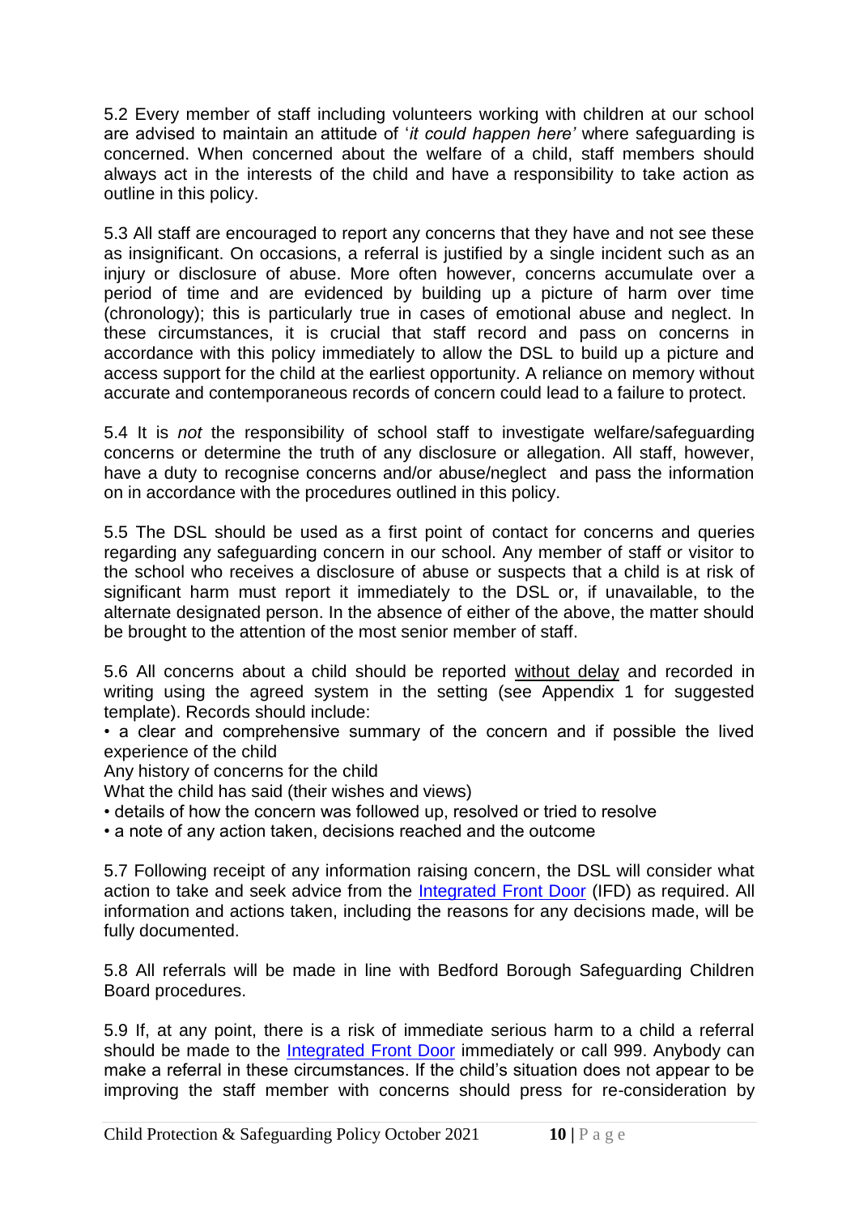5.2 Every member of staff including volunteers working with children at our school are advised to maintain an attitude of '*it could happen here'* where safeguarding is concerned. When concerned about the welfare of a child, staff members should always act in the interests of the child and have a responsibility to take action as outline in this policy.

5.3 All staff are encouraged to report any concerns that they have and not see these as insignificant. On occasions, a referral is justified by a single incident such as an injury or disclosure of abuse. More often however, concerns accumulate over a period of time and are evidenced by building up a picture of harm over time (chronology); this is particularly true in cases of emotional abuse and neglect. In these circumstances, it is crucial that staff record and pass on concerns in accordance with this policy immediately to allow the DSL to build up a picture and access support for the child at the earliest opportunity. A reliance on memory without accurate and contemporaneous records of concern could lead to a failure to protect.

5.4 It is *not* the responsibility of school staff to investigate welfare/safeguarding concerns or determine the truth of any disclosure or allegation. All staff, however, have a duty to recognise concerns and/or abuse/neglect and pass the information on in accordance with the procedures outlined in this policy.

5.5 The DSL should be used as a first point of contact for concerns and queries regarding any safeguarding concern in our school. Any member of staff or visitor to the school who receives a disclosure of abuse or suspects that a child is at risk of significant harm must report it immediately to the DSL or, if unavailable, to the alternate designated person. In the absence of either of the above, the matter should be brought to the attention of the most senior member of staff.

5.6 All concerns about a child should be reported without delay and recorded in writing using the agreed system in the setting (see Appendix 1 for suggested template). Records should include:

• a clear and comprehensive summary of the concern and if possible the lived experience of the child

Any history of concerns for the child

What the child has said (their wishes and views)

• details of how the concern was followed up, resolved or tried to resolve

• a note of any action taken, decisions reached and the outcome

5.7 Following receipt of any information raising concern, the DSL will consider what action to take and seek advice from the Integrated Front Door (IFD) as required. All information and actions taken, including the reasons for any decisions made, will be fully documented.

5.8 All referrals will be made in line with Bedford Borough Safeguarding Children Board procedures.

5.9 If, at any point, there is a risk of immediate serious harm to a child a referral should be made to the Integrated Front Door immediately or call 999. Anybody can make a referral in these circumstances. If the child's situation does not appear to be improving the staff member with concerns should press for re-consideration by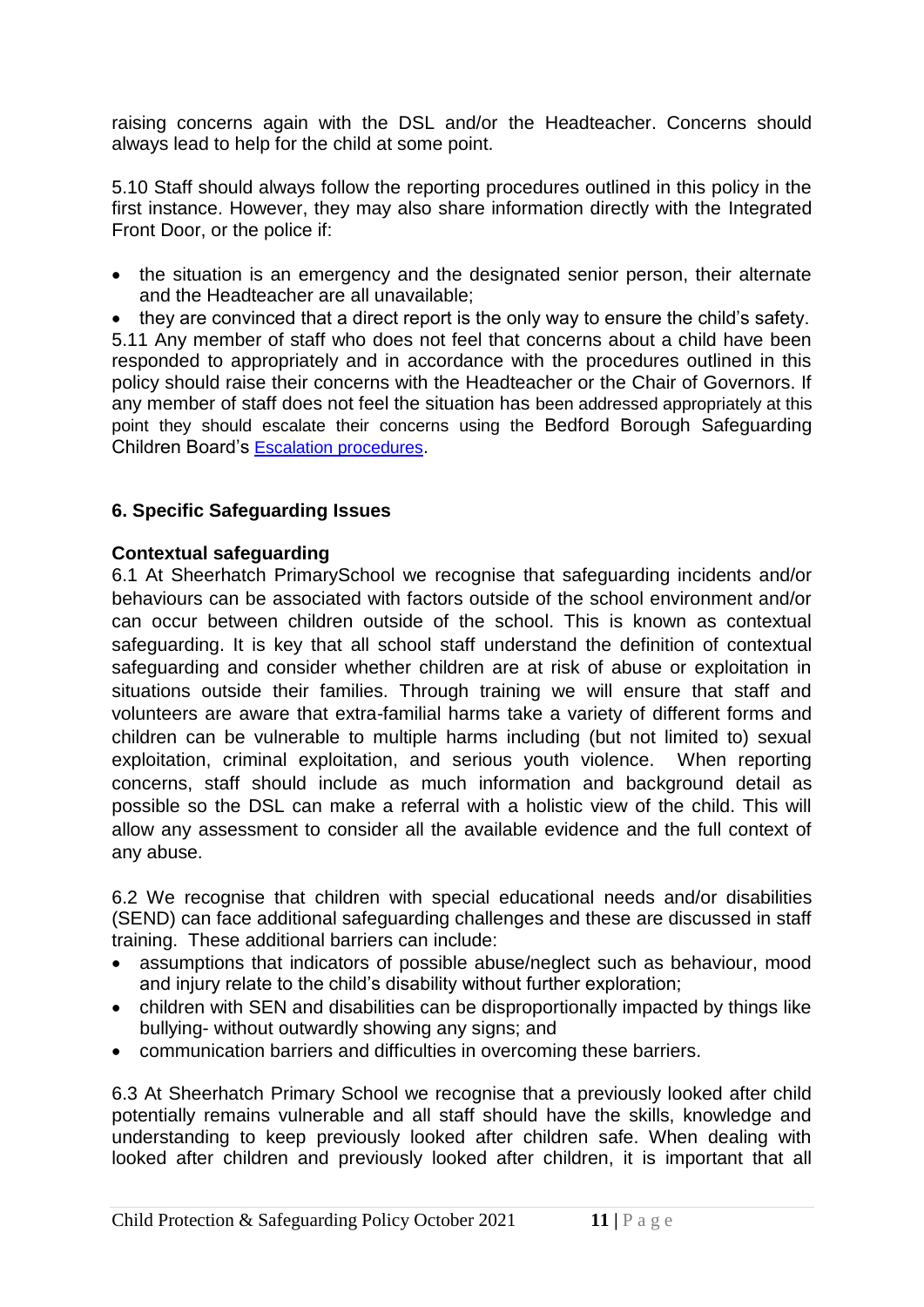raising concerns again with the DSL and/or the Headteacher. Concerns should always lead to help for the child at some point.

5.10 Staff should always follow the reporting procedures outlined in this policy in the first instance. However, they may also share information directly with the Integrated Front Door, or the police if:

- the situation is an emergency and the designated senior person, their alternate and the Headteacher are all unavailable;
- they are convinced that a direct report is the only way to ensure the child's safety.

5.11 Any member of staff who does not feel that concerns about a child have been responded to appropriately and in accordance with the procedures outlined in this policy should raise their concerns with the Headteacher or the Chair of Governors. If any member of staff does not feel the situation has been addressed appropriately at this point they should escalate their concerns using the Bedford Borough Safeguarding Children Board's Escalation procedures.

## 6. Specific Safeguarding Issues

### Contextual safeguarding

6.1 At Sheerhatch PrimarySchool we recognise that safeguarding incidents and/or behaviours can be associated with factors outside of the school environment and/or can occur between children outside of the school. This is known as contextual safeguarding. It is key that all school staff understand the definition of contextual safeguarding and consider whether children are at risk of abuse or exploitation in situations outside their families. Through training we will ensure that staff and volunteers are aware that extra-familial harms take a variety of different forms and children can be vulnerable to multiple harms including (but not limited to) sexual exploitation, criminal exploitation, and serious youth violence. When reporting concerns, staff should include as much information and background detail as possible so the DSL can make a referral with a holistic view of the child. This will allow any assessment to consider all the available evidence and the full context of any abuse.

6.2 We recognise that children with special educational needs and/or disabilities (SEND) can face additional safeguarding challenges and these are discussed in staff training. These additional barriers can include:

- assumptions that indicators of possible abuse/neglect such as behaviour, mood and injury relate to the child's disability without further exploration;
- children with SEN and disabilities can be disproportionally impacted by things like bullying- without outwardly showing any signs; and
- communication barriers and difficulties in overcoming these barriers.

6.3 At Sheerhatch Primary School we recognise that a previously looked after child potentially remains vulnerable and all staff should have the skills, knowledge and understanding to keep previously looked after children safe. When dealing with looked after children and previously looked after children, it is important that all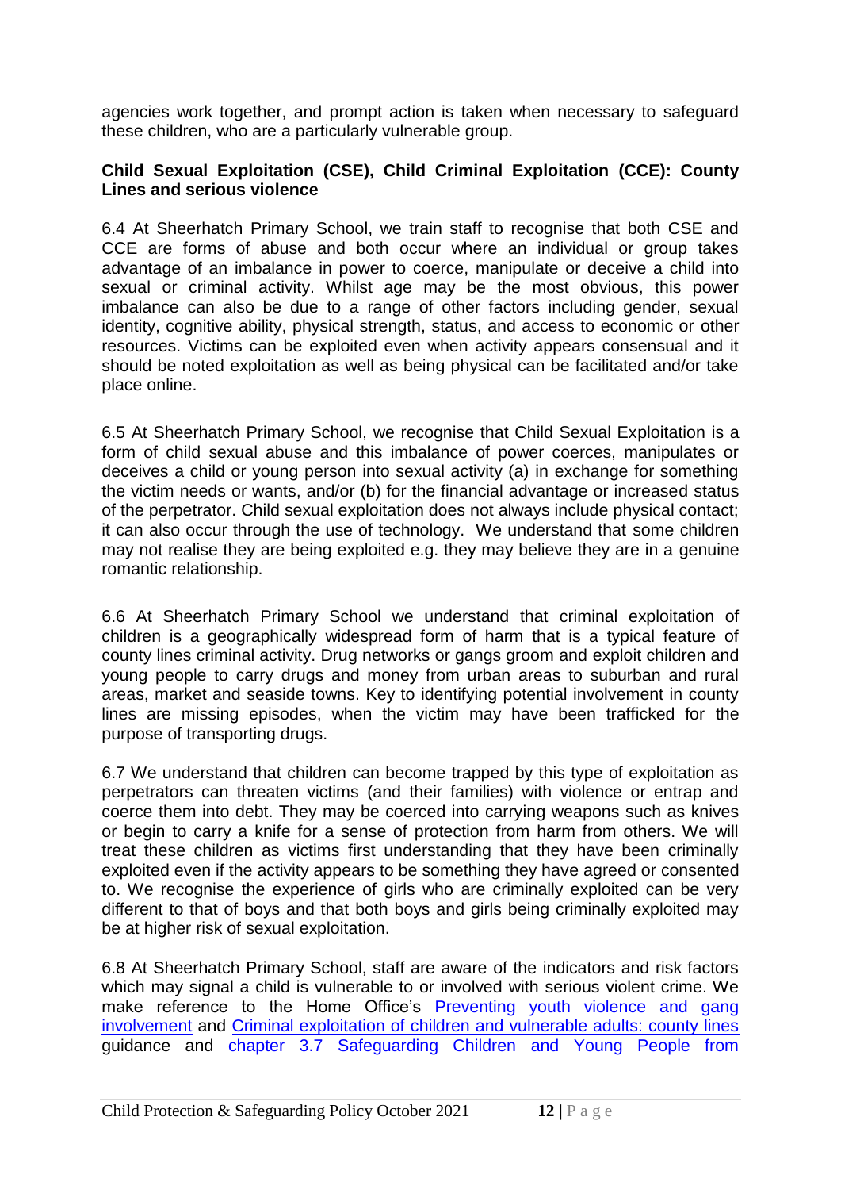agencies work together, and prompt action is taken when necessary to safeguard these children, who are a particularly vulnerable group.

**Child Sexual Exploitation (CSE), Child Criminal Exploitation (CCE): County Lines and serious violence**

6.4 At Sheerhatch Primary School, we train staff to recognise that both CSE and CCE are forms of abuse and both occur where an individual or group takes advantage of an imbalance in power to coerce, manipulate or deceive a child into sexual or criminal activity. Whilst age may be the most obvious, this power imbalance can also be due to a range of other factors including gender, sexual identity, cognitive ability, physical strength, status, and access to economic or other resources. Victims can be exploited even when activity appears consensual and it should be noted exploitation as well as being physical can be facilitated and/or take place online.

6.5 At Sheerhatch Primary School, we recognise that Child Sexual Exploitation is a form of child sexual abuse and this imbalance of power coerces, manipulates or deceives a child or young person into sexual activity (a) in exchange for something the victim needs or wants, and/or (b) for the financial advantage or increased status of the perpetrator. Child sexual exploitation does not always include physical contact; it can also occur through the use of technology. We understand that some children may not realise they are being exploited e.g. they may believe they are in a genuine romantic relationship.

6.6 At Sheerhatch Primary School we understand that criminal exploitation of children is a geographically widespread form of harm that is a typical feature of county lines criminal activity. Drug networks or gangs groom and exploit children and young people to carry drugs and money from urban areas to suburban and rural areas, market and seaside towns. Key to identifying potential involvement in county lines are missing episodes, when the victim may have been trafficked for the purpose of transporting drugs.

6.7 We understand that children can become trapped by this type of exploitation as perpetrators can threaten victims (and their families) with violence or entrap and coerce them into debt. They may be coerced into carrying weapons such as knives or begin to carry a knife for a sense of protection from harm from others. We will treat these children as victims first understanding that they have been criminally exploited even if the activity appears to be something they have agreed or consented to. We recognise the experience of girls who are criminally exploited can be very different to that of boys and that both boys and girls being criminally exploited may be at higher risk of sexual exploitation.

6.8 At Sheerhatch Primary School, staff are aware of the indicators and risk factors which may signal a child is vulnerable to or involved with serious violent crime. We make reference to the Home Office's Preventing youth violence and gang involvement and Criminal exploitation of children and vulnerable adults: county lines guidance and chapter 3.7 Safeguarding Children and Young People from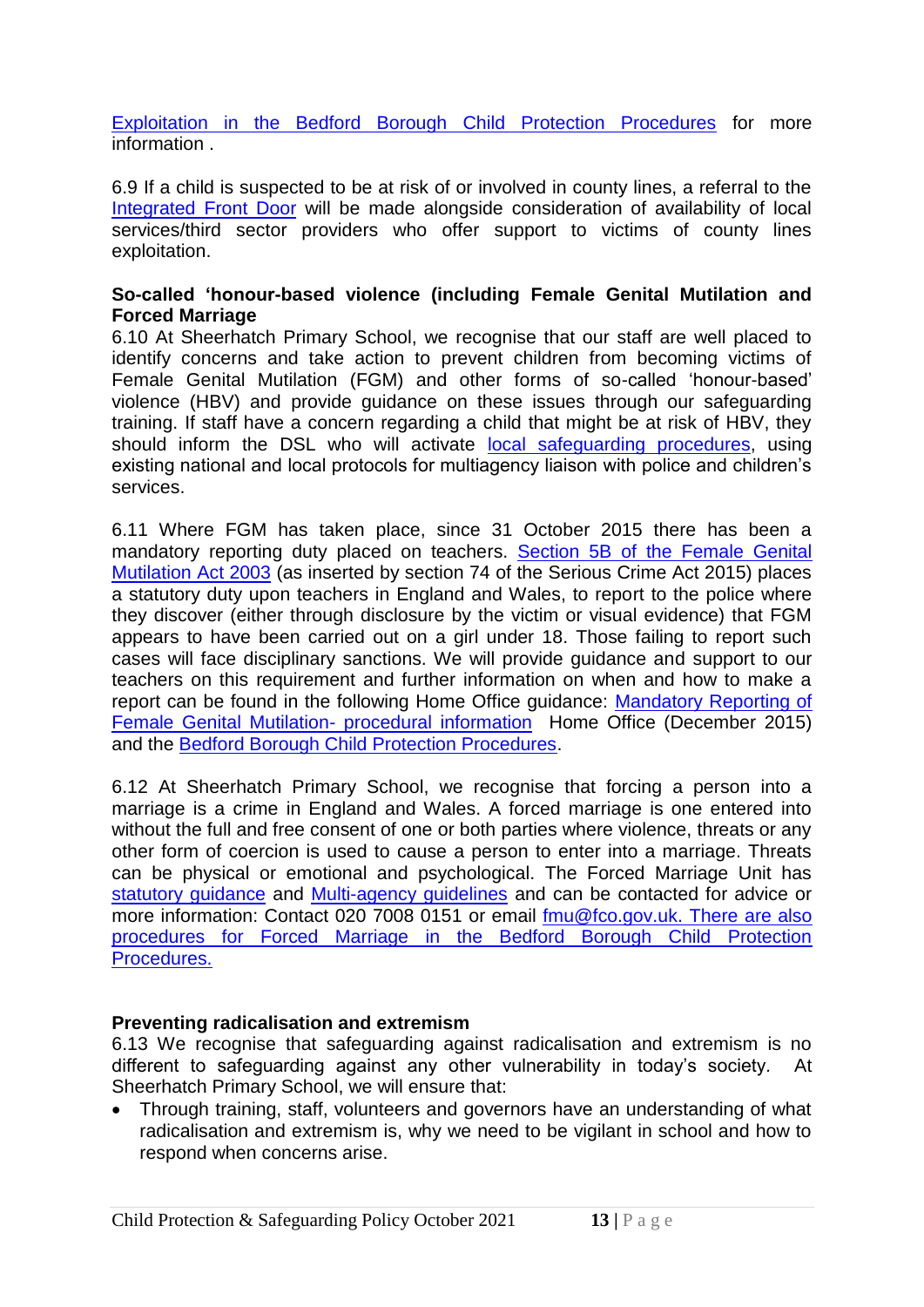Exploitation in the Bedford Borough Child Protection Procedures for more information .

6.9 If a child is suspected to be at risk of or involved in county lines, a referral to the Integrated Front Door will be made alongside consideration of availability of local services/third sector providers who offer support to victims of county lines exploitation.

**So-called 'honour-based violence (including Female Genital Mutilation and Forced Marriage**

6.10 At Sheerhatch Primary School, we recognise that our staff are well placed to identify concerns and take action to prevent children from becoming victims of Female Genital Mutilation (FGM) and other forms of so-called 'honour-based' violence (HBV) and provide guidance on these issues through our safeguarding training. If staff have a concern regarding a child that might be at risk of HBV, they should inform the DSL who will activate local safeguarding procedures, using existing national and local protocols for multiagency liaison with police and children's services.

6.11 Where FGM has taken place, since 31 October 2015 there has been a mandatory reporting duty placed on teachers. Section 5B of the Female Genital Mutilation Act 2003 (as inserted by section 74 of the Serious Crime Act 2015) places a statutory duty upon teachers in England and Wales, to report to the police where they discover (either through disclosure by the victim or visual evidence) that FGM appears to have been carried out on a girl under 18. Those failing to report such cases will face disciplinary sanctions. We will provide guidance and support to our teachers on this requirement and further information on when and how to make a report can be found in the following Home Office guidance: Mandatory Reporting of Female Genital Mutilation- procedural information Home Office (December 2015) and the Bedford Borough Child Protection Procedures.

6.12 At Sheerhatch Primary School, we recognise that forcing a person into a marriage is a crime in England and Wales. A forced marriage is one entered into without the full and free consent of one or both parties where violence, threats or any other form of coercion is used to cause a person to enter into a marriage. Threats can be physical or emotional and psychological. The Forced Marriage Unit has statutory guidance and Multi-agency guidelines and can be contacted for advice or more information: Contact 020 7008 0151 or email fmu@fco.gov.uk. There are also procedures for Forced Marriage in the Bedford Borough Child Protection Procedures.

**Preventing radicalisation and extremism**

6.13 We recognise that safeguarding against radicalisation and extremism is no different to safeguarding against any other vulnerability in today's society. At Sheerhatch Primary School, we will ensure that:

- Through training, staff, volunteers and governors have an understanding of what radicalisation and extremism is, why we need to be vigilant in school and how to respond when concerns arise.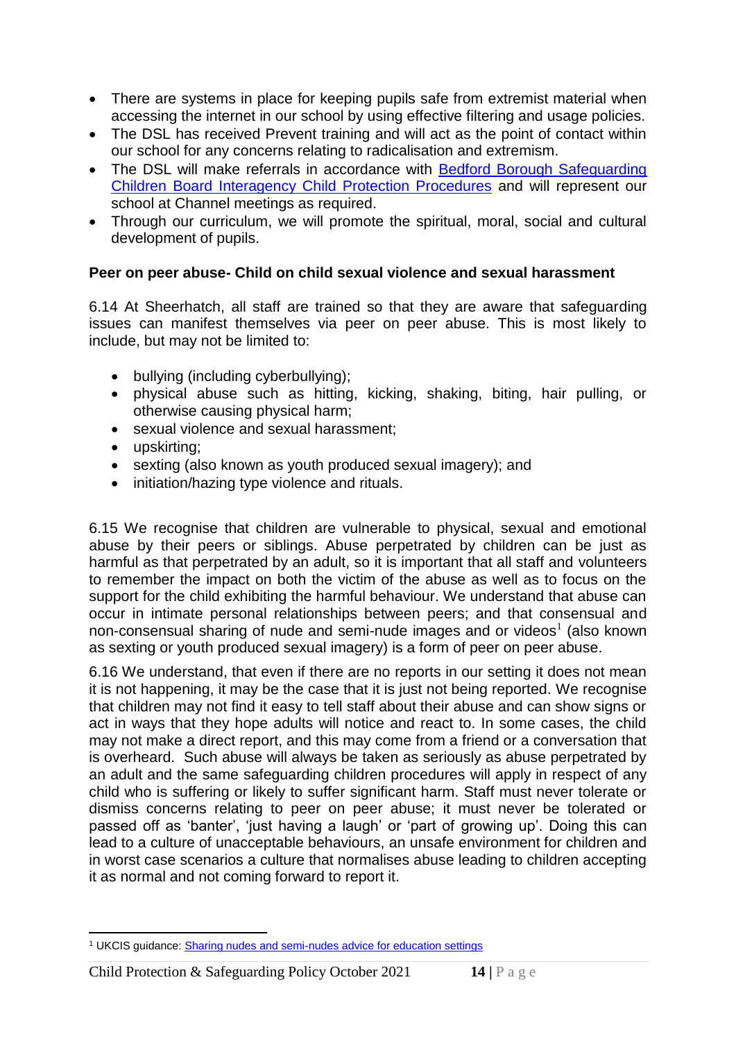- There are systems in place for keeping pupils safe from extremist material when accessing the internet in our school by using effective filtering and usage policies.
- The DSL has received Prevent training and will act as the point of contact within our school for any concerns relating to radicalisation and extremism.
- The DSL will make referrals in accordance with Bedford Borough Safeguarding Children Board Interagency Child Protection Procedures and will represent our school at Channel meetings as required.
- Through our curriculum, we will promote the spiritual, moral, social and cultural development of pupils.

**Peer on peer abuse- Child on child sexual violence and sexual harassment**

6.14 At Sheerhatch, all staff are trained so that they are aware that safeguarding issues can manifest themselves via peer on peer abuse. This is most likely to include, but may not be limited to:

- bullying (including cyberbullying);
- physical abuse such as hitting, kicking, shaking, biting, hair pulling, or otherwise causing physical harm;
- sexual violence and sexual harassment;
- upskirting;
- sexting (also known as youth produced sexual imagery); and
- initiation/hazing type violence and rituals.

6.15 We recognise that children are vulnerable to physical, sexual and emotional abuse by their peers or siblings. Abuse perpetrated by children can be just as harmful as that perpetrated by an adult, so it is important that all staff and volunteers to remember the impact on both the victim of the abuse as well as to focus on the support for the child exhibiting the harmful behaviour. We understand that abuse can occur in intimate personal relationships between peers; and that consensual and non-consensual sharing of nude and semi-nude images and or videos[1] (also known as sexting or youth produced sexual imagery) is a form of peer on peer abuse.

6.16 We understand, that even if there are no reports in our setting it does not mean it is not happening, it may be the case that it is just not being reported. We recognise that children may not find it easy to tell staff about their abuse and can show signs or act in ways that they hope adults will notice and react to. In some cases, the child may not make a direct report, and this may come from a friend or a conversation that is overheard. Such abuse will always be taken as seriously as abuse perpetrated by an adult and the same safeguarding children procedures will apply in respect of any child who is suffering or likely to suffer significant harm. Staff must never tolerate or dismiss concerns relating to peer on peer abuse; it must never be tolerated or passed off as 'banter', 'just having a laugh' or 'part of growing up'. Doing this can lead to a culture of unacceptable behaviours, an unsafe environment for children and in worst case scenarios a culture that normalises abuse leading to children accepting it as normal and not coming forward to report it.

---

[1] UKCIS guidance: Sharing nudes and semi-nudes advice for education settings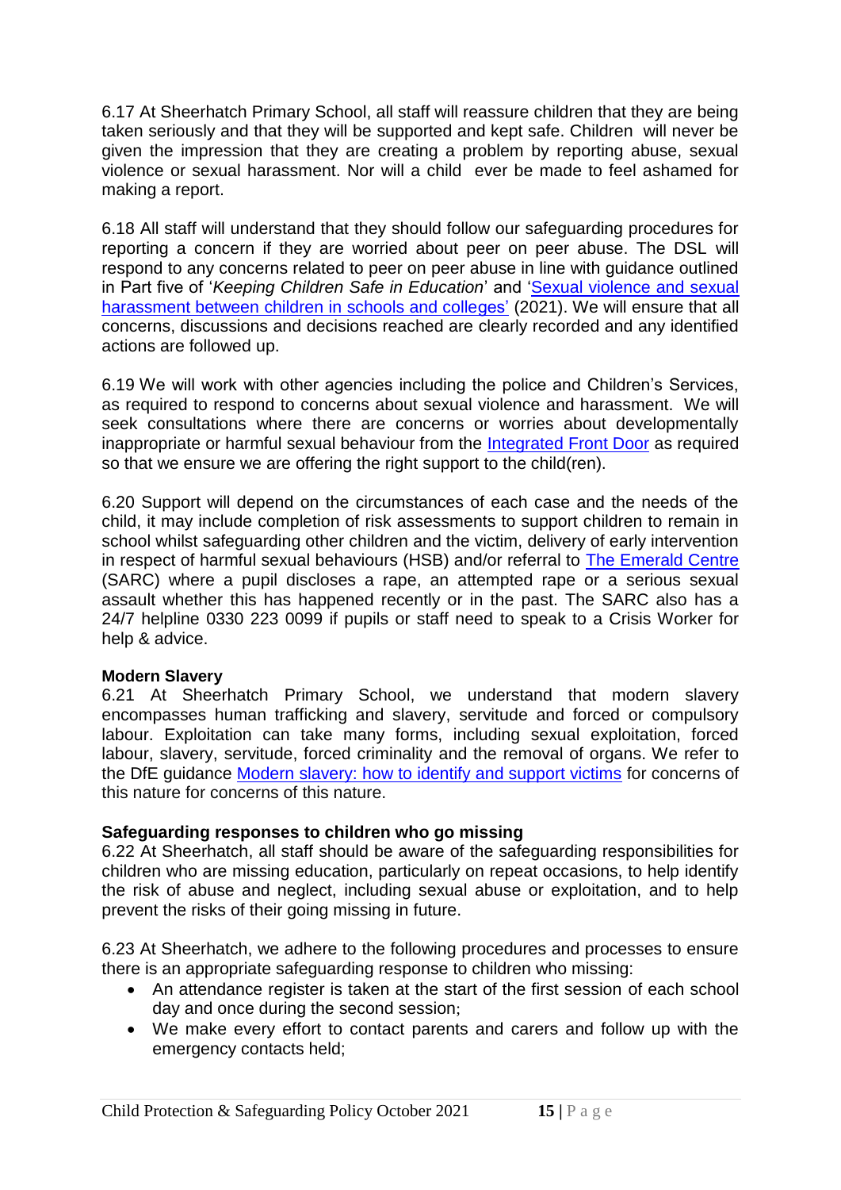6.17 At Sheerhatch Primary School, all staff will reassure children that they are being taken seriously and that they will be supported and kept safe. Children will never be given the impression that they are creating a problem by reporting abuse, sexual violence or sexual harassment. Nor will a child ever be made to feel ashamed for making a report.

6.18 All staff will understand that they should follow our safeguarding procedures for reporting a concern if they are worried about peer on peer abuse. The DSL will respond to any concerns related to peer on peer abuse in line with guidance outlined in Part five of '*Keeping Children Safe in Education*' and 'Sexual violence and sexual harassment between children in schools and colleges' (2021). We will ensure that all concerns, discussions and decisions reached are clearly recorded and any identified actions are followed up.

6.19 We will work with other agencies including the police and Children's Services, as required to respond to concerns about sexual violence and harassment. We will seek consultations where there are concerns or worries about developmentally inappropriate or harmful sexual behaviour from the Integrated Front Door as required so that we ensure we are offering the right support to the child(ren).

6.20 Support will depend on the circumstances of each case and the needs of the child, it may include completion of risk assessments to support children to remain in school whilst safeguarding other children and the victim, delivery of early intervention in respect of harmful sexual behaviours (HSB) and/or referral to The Emerald Centre (SARC) where a pupil discloses a rape, an attempted rape or a serious sexual assault whether this has happened recently or in the past. The SARC also has a 24/7 helpline 0330 223 0099 if pupils or staff need to speak to a Crisis Worker for help & advice.

**Modern Slavery**

6.21 At Sheerhatch Primary School, we understand that modern slavery encompasses human trafficking and slavery, servitude and forced or compulsory labour. Exploitation can take many forms, including sexual exploitation, forced labour, slavery, servitude, forced criminality and the removal of organs. We refer to the DfE guidance Modern slavery: how to identify and support victims for concerns of this nature for concerns of this nature.

**Safeguarding responses to children who go missing**

6.22 At Sheerhatch, all staff should be aware of the safeguarding responsibilities for children who are missing education, particularly on repeat occasions, to help identify the risk of abuse and neglect, including sexual abuse or exploitation, and to help prevent the risks of their going missing in future.

6.23 At Sheerhatch, we adhere to the following procedures and processes to ensure there is an appropriate safeguarding response to children who missing:

- An attendance register is taken at the start of the first session of each school day and once during the second session;
- We make every effort to contact parents and carers and follow up with the emergency contacts held;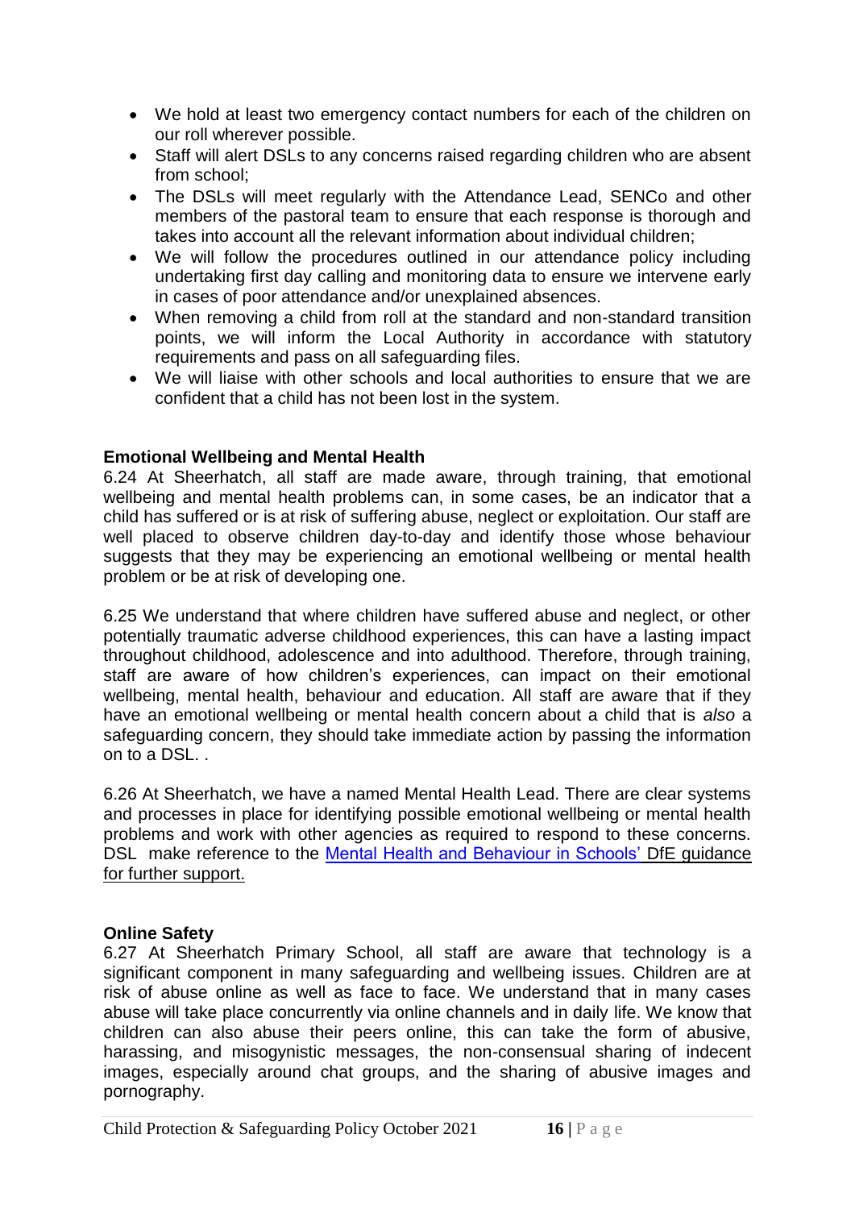- We hold at least two emergency contact numbers for each of the children on our roll wherever possible.
- Staff will alert DSLs to any concerns raised regarding children who are absent from school;
- The DSLs will meet regularly with the Attendance Lead, SENCo and other members of the pastoral team to ensure that each response is thorough and takes into account all the relevant information about individual children;
- We will follow the procedures outlined in our attendance policy including undertaking first day calling and monitoring data to ensure we intervene early in cases of poor attendance and/or unexplained absences.
- When removing a child from roll at the standard and non-standard transition points, we will inform the Local Authority in accordance with statutory requirements and pass on all safeguarding files.
- We will liaise with other schools and local authorities to ensure that we are confident that a child has not been lost in the system.

**Emotional Wellbeing and Mental Health**

6.24 At Sheerhatch, all staff are made aware, through training, that emotional wellbeing and mental health problems can, in some cases, be an indicator that a child has suffered or is at risk of suffering abuse, neglect or exploitation. Our staff are well placed to observe children day-to-day and identify those whose behaviour suggests that they may be experiencing an emotional wellbeing or mental health problem or be at risk of developing one.

6.25 We understand that where children have suffered abuse and neglect, or other potentially traumatic adverse childhood experiences, this can have a lasting impact throughout childhood, adolescence and into adulthood. Therefore, through training, staff are aware of how children's experiences, can impact on their emotional wellbeing, mental health, behaviour and education. All staff are aware that if they have an emotional wellbeing or mental health concern about a child that is *also* a safeguarding concern, they should take immediate action by passing the information on to a DSL. .

6.26 At Sheerhatch, we have a named Mental Health Lead. There are clear systems and processes in place for identifying possible emotional wellbeing or mental health problems and work with other agencies as required to respond to these concerns. DSL make reference to the Mental Health and Behaviour in Schools' DfE guidance for further support.

**Online Safety**

6.27 At Sheerhatch Primary School, all staff are aware that technology is a significant component in many safeguarding and wellbeing issues. Children are at risk of abuse online as well as face to face. We understand that in many cases abuse will take place concurrently via online channels and in daily life. We know that children can also abuse their peers online, this can take the form of abusive, harassing, and misogynistic messages, the non-consensual sharing of indecent images, especially around chat groups, and the sharing of abusive images and pornography.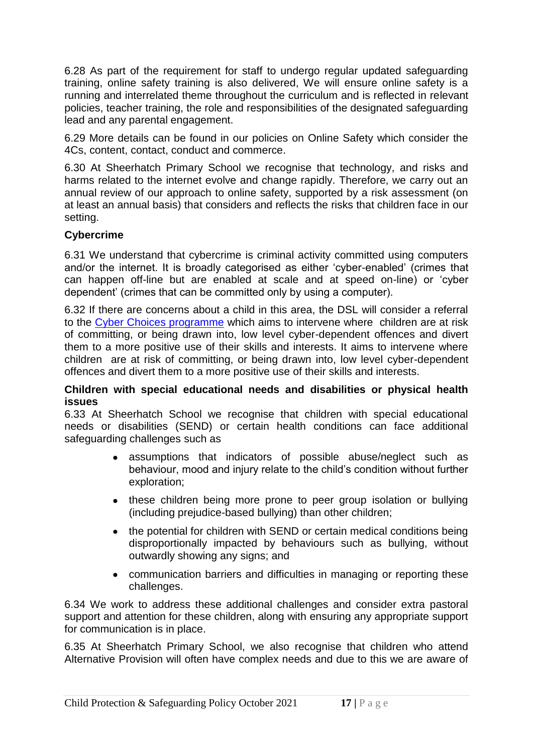6.28 As part of the requirement for staff to undergo regular updated safeguarding training, online safety training is also delivered, We will ensure online safety is a running and interrelated theme throughout the curriculum and is reflected in relevant policies, teacher training, the role and responsibilities of the designated safeguarding lead and any parental engagement.

6.29 More details can be found in our policies on Online Safety which consider the 4Cs, content, contact, conduct and commerce.

6.30 At Sheerhatch Primary School we recognise that technology, and risks and harms related to the internet evolve and change rapidly. Therefore, we carry out an annual review of our approach to online safety, supported by a risk assessment (on at least an annual basis) that considers and reflects the risks that children face in our setting.

**Cybercrime**

6.31 We understand that cybercrime is criminal activity committed using computers and/or the internet. It is broadly categorised as either 'cyber-enabled' (crimes that can happen off-line but are enabled at scale and at speed on-line) or 'cyber dependent' (crimes that can be committed only by using a computer).

6.32 If there are concerns about a child in this area, the DSL will consider a referral to the Cyber Choices programme which aims to intervene where children are at risk of committing, or being drawn into, low level cyber-dependent offences and divert them to a more positive use of their skills and interests. It aims to intervene where children are at risk of committing, or being drawn into, low level cyber-dependent offences and divert them to a more positive use of their skills and interests.

**Children with special educational needs and disabilities or physical health issues**

6.33 At Sheerhatch School we recognise that children with special educational needs or disabilities (SEND) or certain health conditions can face additional safeguarding challenges such as

- assumptions that indicators of possible abuse/neglect such as behaviour, mood and injury relate to the child's condition without further exploration;
- these children being more prone to peer group isolation or bullying (including prejudice-based bullying) than other children;
- the potential for children with SEND or certain medical conditions being disproportionally impacted by behaviours such as bullying, without outwardly showing any signs; and
- communication barriers and difficulties in managing or reporting these challenges.

6.34 We work to address these additional challenges and consider extra pastoral support and attention for these children, along with ensuring any appropriate support for communication is in place.

6.35 At Sheerhatch Primary School, we also recognise that children who attend Alternative Provision will often have complex needs and due to this we are aware of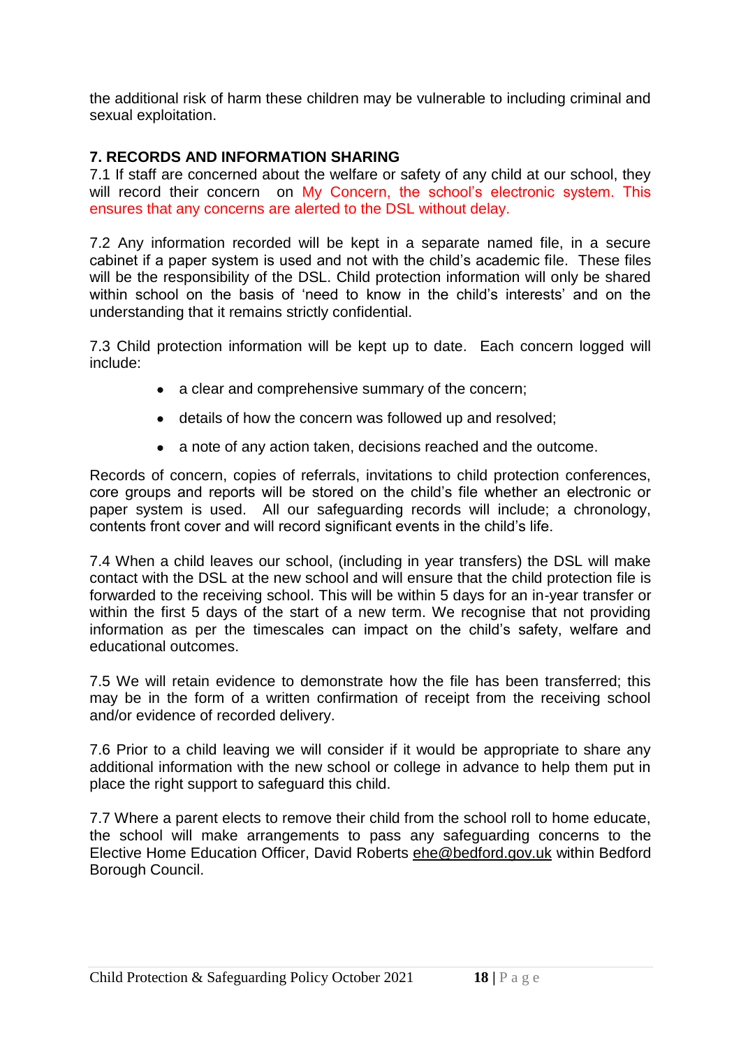the additional risk of harm these children may be vulnerable to including criminal and sexual exploitation.

**7. RECORDS AND INFORMATION SHARING**

7.1 If staff are concerned about the welfare or safety of any child at our school, they will record their concern on My Concern, the school's electronic system. This ensures that any concerns are alerted to the DSL without delay.

7.2 Any information recorded will be kept in a separate named file, in a secure cabinet if a paper system is used and not with the child's academic file. These files will be the responsibility of the DSL. Child protection information will only be shared within school on the basis of 'need to know in the child's interests' and on the understanding that it remains strictly confidential.

7.3 Child protection information will be kept up to date. Each concern logged will include:

- a clear and comprehensive summary of the concern;
- details of how the concern was followed up and resolved;
- a note of any action taken, decisions reached and the outcome.

Records of concern, copies of referrals, invitations to child protection conferences, core groups and reports will be stored on the child's file whether an electronic or paper system is used. All our safeguarding records will include; a chronology, contents front cover and will record significant events in the child's life.

7.4 When a child leaves our school, (including in year transfers) the DSL will make contact with the DSL at the new school and will ensure that the child protection file is forwarded to the receiving school. This will be within 5 days for an in-year transfer or within the first 5 days of the start of a new term. We recognise that not providing information as per the timescales can impact on the child's safety, welfare and educational outcomes.

7.5 We will retain evidence to demonstrate how the file has been transferred; this may be in the form of a written confirmation of receipt from the receiving school and/or evidence of recorded delivery.

7.6 Prior to a child leaving we will consider if it would be appropriate to share any additional information with the new school or college in advance to help them put in place the right support to safeguard this child.

7.7 Where a parent elects to remove their child from the school roll to home educate, the school will make arrangements to pass any safeguarding concerns to the Elective Home Education Officer, David Roberts ehe@bedford.gov.uk within Bedford Borough Council.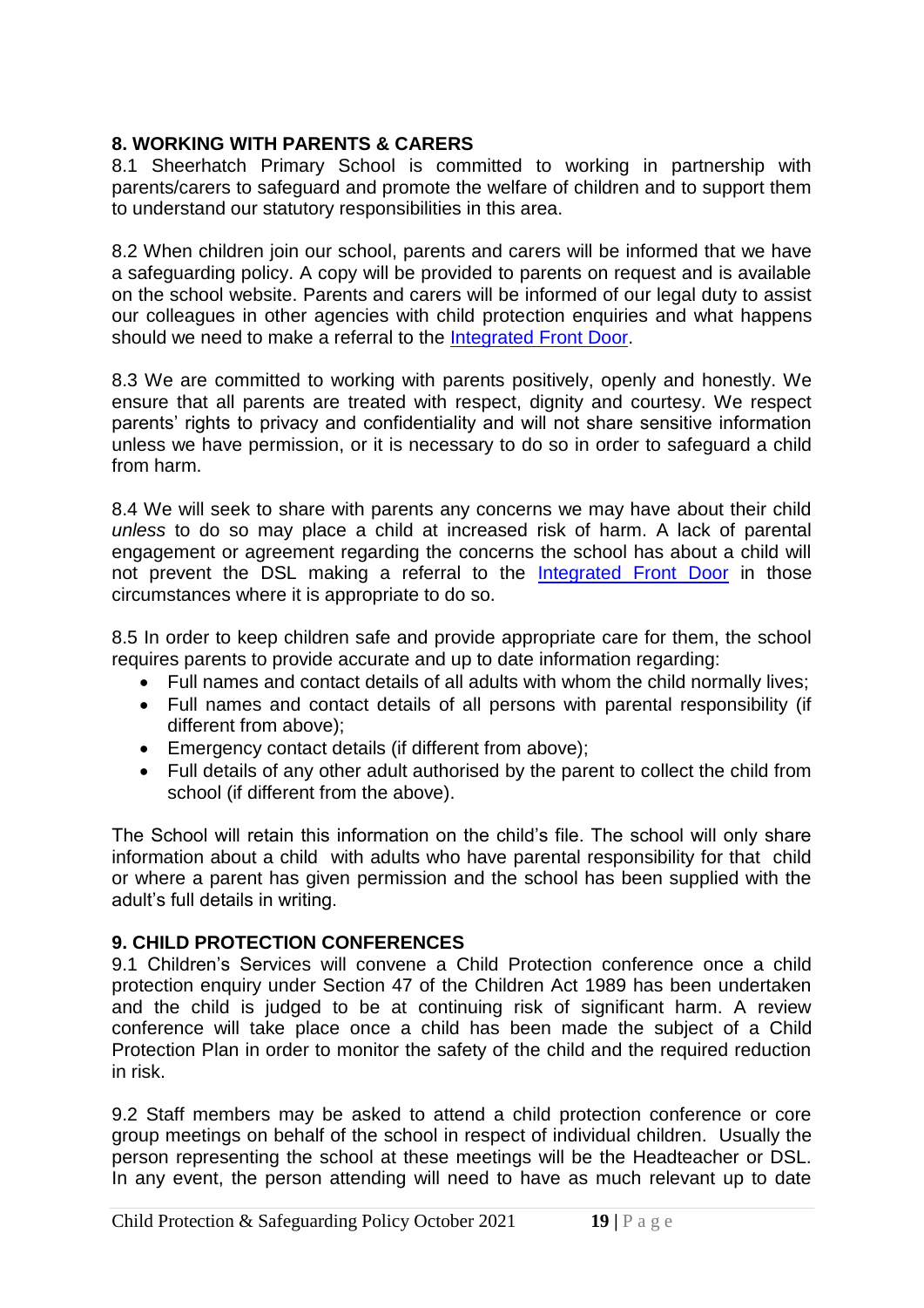## 8. WORKING WITH PARENTS & CARERS

8.1 Sheerhatch Primary School is committed to working in partnership with parents/carers to safeguard and promote the welfare of children and to support them to understand our statutory responsibilities in this area.

8.2 When children join our school, parents and carers will be informed that we have a safeguarding policy. A copy will be provided to parents on request and is available on the school website. Parents and carers will be informed of our legal duty to assist our colleagues in other agencies with child protection enquiries and what happens should we need to make a referral to the Integrated Front Door.

8.3 We are committed to working with parents positively, openly and honestly. We ensure that all parents are treated with respect, dignity and courtesy. We respect parents' rights to privacy and confidentiality and will not share sensitive information unless we have permission, or it is necessary to do so in order to safeguard a child from harm.

8.4 We will seek to share with parents any concerns we may have about their child *unless* to do so may place a child at increased risk of harm. A lack of parental engagement or agreement regarding the concerns the school has about a child will not prevent the DSL making a referral to the Integrated Front Door in those circumstances where it is appropriate to do so.

8.5 In order to keep children safe and provide appropriate care for them, the school requires parents to provide accurate and up to date information regarding:

- Full names and contact details of all adults with whom the child normally lives;
- Full names and contact details of all persons with parental responsibility (if different from above);
- Emergency contact details (if different from above);
- Full details of any other adult authorised by the parent to collect the child from school (if different from the above).

The School will retain this information on the child's file. The school will only share information about a child with adults who have parental responsibility for that child or where a parent has given permission and the school has been supplied with the adult's full details in writing.

## 9. CHILD PROTECTION CONFERENCES

9.1 Children's Services will convene a Child Protection conference once a child protection enquiry under Section 47 of the Children Act 1989 has been undertaken and the child is judged to be at continuing risk of significant harm. A review conference will take place once a child has been made the subject of a Child Protection Plan in order to monitor the safety of the child and the required reduction in risk.

9.2 Staff members may be asked to attend a child protection conference or core group meetings on behalf of the school in respect of individual children. Usually the person representing the school at these meetings will be the Headteacher or DSL. In any event, the person attending will need to have as much relevant up to date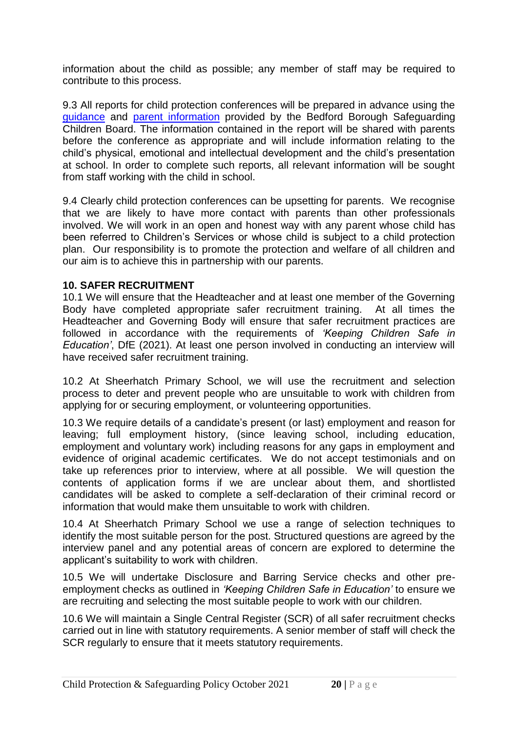information about the child as possible; any member of staff may be required to contribute to this process.

9.3 All reports for child protection conferences will be prepared in advance using the guidance and parent information provided by the Bedford Borough Safeguarding Children Board. The information contained in the report will be shared with parents before the conference as appropriate and will include information relating to the child's physical, emotional and intellectual development and the child's presentation at school. In order to complete such reports, all relevant information will be sought from staff working with the child in school.

9.4 Clearly child protection conferences can be upsetting for parents. We recognise that we are likely to have more contact with parents than other professionals involved. We will work in an open and honest way with any parent whose child has been referred to Children's Services or whose child is subject to a child protection plan. Our responsibility is to promote the protection and welfare of all children and our aim is to achieve this in partnership with our parents.

**10. SAFER RECRUITMENT**

10.1 We will ensure that the Headteacher and at least one member of the Governing Body have completed appropriate safer recruitment training. At all times the Headteacher and Governing Body will ensure that safer recruitment practices are followed in accordance with the requirements of *'Keeping Children Safe in Education'*, DfE (2021). At least one person involved in conducting an interview will have received safer recruitment training.

10.2 At Sheerhatch Primary School, we will use the recruitment and selection process to deter and prevent people who are unsuitable to work with children from applying for or securing employment, or volunteering opportunities.

10.3 We require details of a candidate's present (or last) employment and reason for leaving; full employment history, (since leaving school, including education, employment and voluntary work) including reasons for any gaps in employment and evidence of original academic certificates. We do not accept testimonials and on take up references prior to interview, where at all possible. We will question the contents of application forms if we are unclear about them, and shortlisted candidates will be asked to complete a self-declaration of their criminal record or information that would make them unsuitable to work with children.

10.4 At Sheerhatch Primary School we use a range of selection techniques to identify the most suitable person for the post. Structured questions are agreed by the interview panel and any potential areas of concern are explored to determine the applicant's suitability to work with children.

10.5 We will undertake Disclosure and Barring Service checks and other pre-employment checks as outlined in *'Keeping Children Safe in Education'* to ensure we are recruiting and selecting the most suitable people to work with our children.

10.6 We will maintain a Single Central Register (SCR) of all safer recruitment checks carried out in line with statutory requirements. A senior member of staff will check the SCR regularly to ensure that it meets statutory requirements.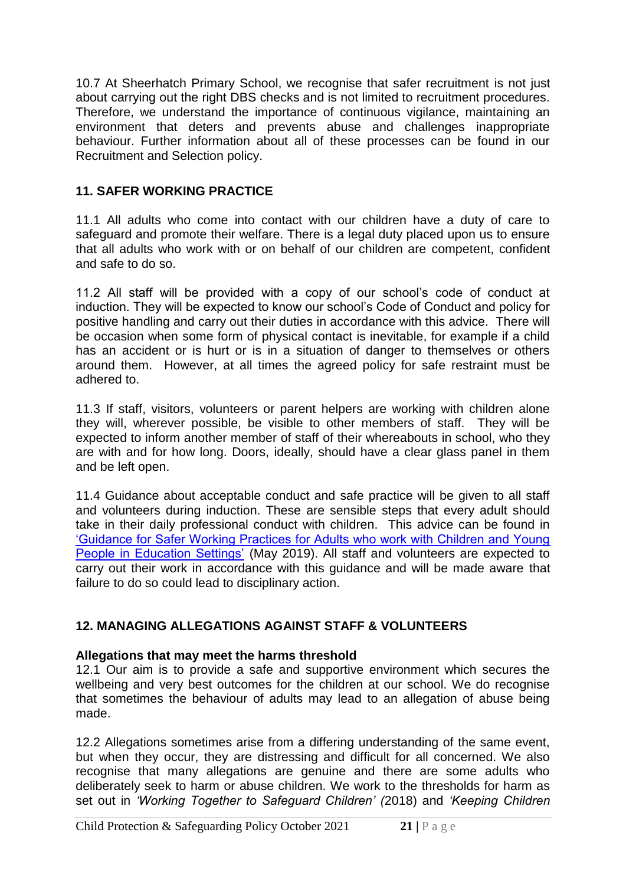10.7 At Sheerhatch Primary School, we recognise that safer recruitment is not just about carrying out the right DBS checks and is not limited to recruitment procedures. Therefore, we understand the importance of continuous vigilance, maintaining an environment that deters and prevents abuse and challenges inappropriate behaviour. Further information about all of these processes can be found in our Recruitment and Selection policy.

## 11. SAFER WORKING PRACTICE

11.1 All adults who come into contact with our children have a duty of care to safeguard and promote their welfare. There is a legal duty placed upon us to ensure that all adults who work with or on behalf of our children are competent, confident and safe to do so.

11.2 All staff will be provided with a copy of our school's code of conduct at induction. They will be expected to know our school's Code of Conduct and policy for positive handling and carry out their duties in accordance with this advice. There will be occasion when some form of physical contact is inevitable, for example if a child has an accident or is hurt or is in a situation of danger to themselves or others around them. However, at all times the agreed policy for safe restraint must be adhered to.

11.3 If staff, visitors, volunteers or parent helpers are working with children alone they will, wherever possible, be visible to other members of staff. They will be expected to inform another member of staff of their whereabouts in school, who they are with and for how long. Doors, ideally, should have a clear glass panel in them and be left open.

11.4 Guidance about acceptable conduct and safe practice will be given to all staff and volunteers during induction. These are sensible steps that every adult should take in their daily professional conduct with children. This advice can be found in 'Guidance for Safer Working Practices for Adults who work with Children and Young People in Education Settings' (May 2019). All staff and volunteers are expected to carry out their work in accordance with this guidance and will be made aware that failure to do so could lead to disciplinary action.

## 12. MANAGING ALLEGATIONS AGAINST STAFF & VOLUNTEERS

**Allegations that may meet the harms threshold**

12.1 Our aim is to provide a safe and supportive environment which secures the wellbeing and very best outcomes for the children at our school. We do recognise that sometimes the behaviour of adults may lead to an allegation of abuse being made.

12.2 Allegations sometimes arise from a differing understanding of the same event, but when they occur, they are distressing and difficult for all concerned. We also recognise that many allegations are genuine and there are some adults who deliberately seek to harm or abuse children. We work to the thresholds for harm as set out in *'Working Together to Safeguard Children' (*2018) and *'Keeping Children*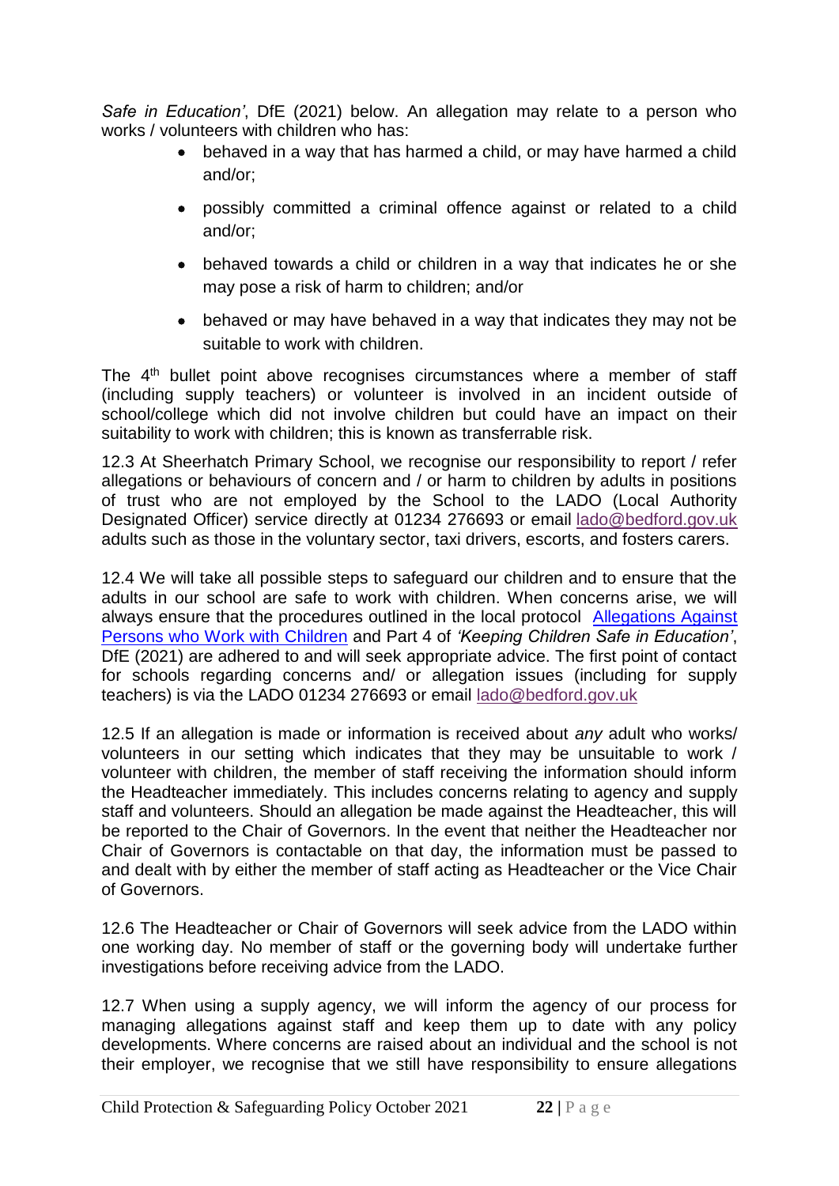*Safe in Education'*, DfE (2021) below. An allegation may relate to a person who works / volunteers with children who has:

- behaved in a way that has harmed a child, or may have harmed a child and/or;
- possibly committed a criminal offence against or related to a child and/or;
- behaved towards a child or children in a way that indicates he or she may pose a risk of harm to children; and/or
- behaved or may have behaved in a way that indicates they may not be suitable to work with children.

The 4th bullet point above recognises circumstances where a member of staff (including supply teachers) or volunteer is involved in an incident outside of school/college which did not involve children but could have an impact on their suitability to work with children; this is known as transferrable risk.

12.3 At Sheerhatch Primary School, we recognise our responsibility to report / refer allegations or behaviours of concern and / or harm to children by adults in positions of trust who are not employed by the School to the LADO (Local Authority Designated Officer) service directly at 01234 276693 or email lado@bedford.gov.uk adults such as those in the voluntary sector, taxi drivers, escorts, and fosters carers.

12.4 We will take all possible steps to safeguard our children and to ensure that the adults in our school are safe to work with children. When concerns arise, we will always ensure that the procedures outlined in the local protocol Allegations Against Persons who Work with Children and Part 4 of *'Keeping Children Safe in Education'*, DfE (2021) are adhered to and will seek appropriate advice. The first point of contact for schools regarding concerns and/ or allegation issues (including for supply teachers) is via the LADO 01234 276693 or email lado@bedford.gov.uk

12.5 If an allegation is made or information is received about *any* adult who works/ volunteers in our setting which indicates that they may be unsuitable to work / volunteer with children, the member of staff receiving the information should inform the Headteacher immediately. This includes concerns relating to agency and supply staff and volunteers. Should an allegation be made against the Headteacher, this will be reported to the Chair of Governors. In the event that neither the Headteacher nor Chair of Governors is contactable on that day, the information must be passed to and dealt with by either the member of staff acting as Headteacher or the Vice Chair of Governors.

12.6 The Headteacher or Chair of Governors will seek advice from the LADO within one working day. No member of staff or the governing body will undertake further investigations before receiving advice from the LADO.

12.7 When using a supply agency, we will inform the agency of our process for managing allegations against staff and keep them up to date with any policy developments. Where concerns are raised about an individual and the school is not their employer, we recognise that we still have responsibility to ensure allegations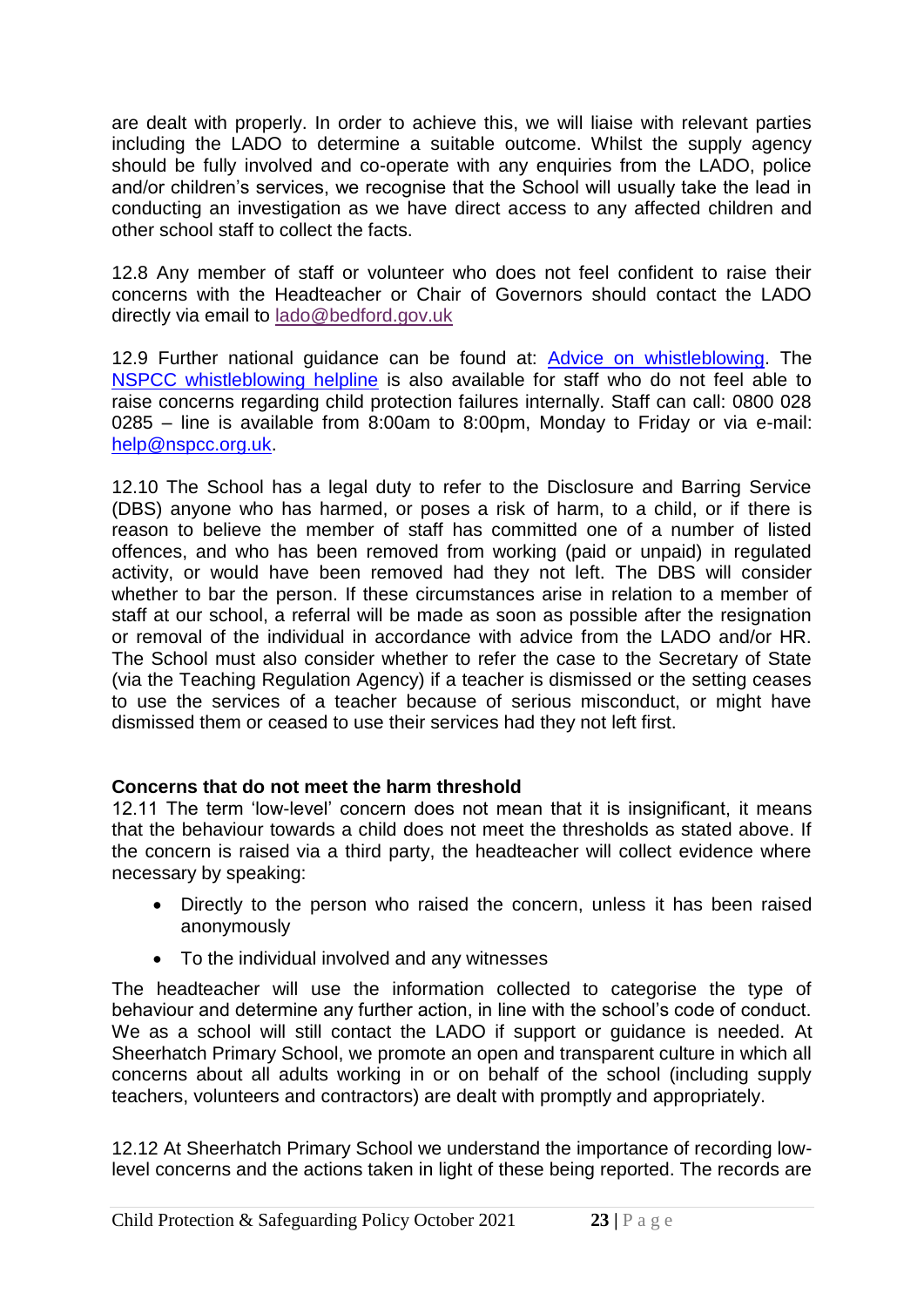are dealt with properly. In order to achieve this, we will liaise with relevant parties including the LADO to determine a suitable outcome. Whilst the supply agency should be fully involved and co-operate with any enquiries from the LADO, police and/or children's services, we recognise that the School will usually take the lead in conducting an investigation as we have direct access to any affected children and other school staff to collect the facts.

12.8 Any member of staff or volunteer who does not feel confident to raise their concerns with the Headteacher or Chair of Governors should contact the LADO directly via email to lado@bedford.gov.uk

12.9 Further national guidance can be found at: Advice on whistleblowing. The NSPCC whistleblowing helpline is also available for staff who do not feel able to raise concerns regarding child protection failures internally. Staff can call: 0800 028 0285 – line is available from 8:00am to 8:00pm, Monday to Friday or via e-mail: help@nspcc.org.uk.

12.10 The School has a legal duty to refer to the Disclosure and Barring Service (DBS) anyone who has harmed, or poses a risk of harm, to a child, or if there is reason to believe the member of staff has committed one of a number of listed offences, and who has been removed from working (paid or unpaid) in regulated activity, or would have been removed had they not left. The DBS will consider whether to bar the person. If these circumstances arise in relation to a member of staff at our school, a referral will be made as soon as possible after the resignation or removal of the individual in accordance with advice from the LADO and/or HR. The School must also consider whether to refer the case to the Secretary of State (via the Teaching Regulation Agency) if a teacher is dismissed or the setting ceases to use the services of a teacher because of serious misconduct, or might have dismissed them or ceased to use their services had they not left first.

**Concerns that do not meet the harm threshold**

12.11 The term 'low-level' concern does not mean that it is insignificant, it means that the behaviour towards a child does not meet the thresholds as stated above. If the concern is raised via a third party, the headteacher will collect evidence where necessary by speaking:

- Directly to the person who raised the concern, unless it has been raised anonymously
- To the individual involved and any witnesses

The headteacher will use the information collected to categorise the type of behaviour and determine any further action, in line with the school's code of conduct. We as a school will still contact the LADO if support or guidance is needed. At Sheerhatch Primary School, we promote an open and transparent culture in which all concerns about all adults working in or on behalf of the school (including supply teachers, volunteers and contractors) are dealt with promptly and appropriately.

12.12 At Sheerhatch Primary School we understand the importance of recording low-level concerns and the actions taken in light of these being reported. The records are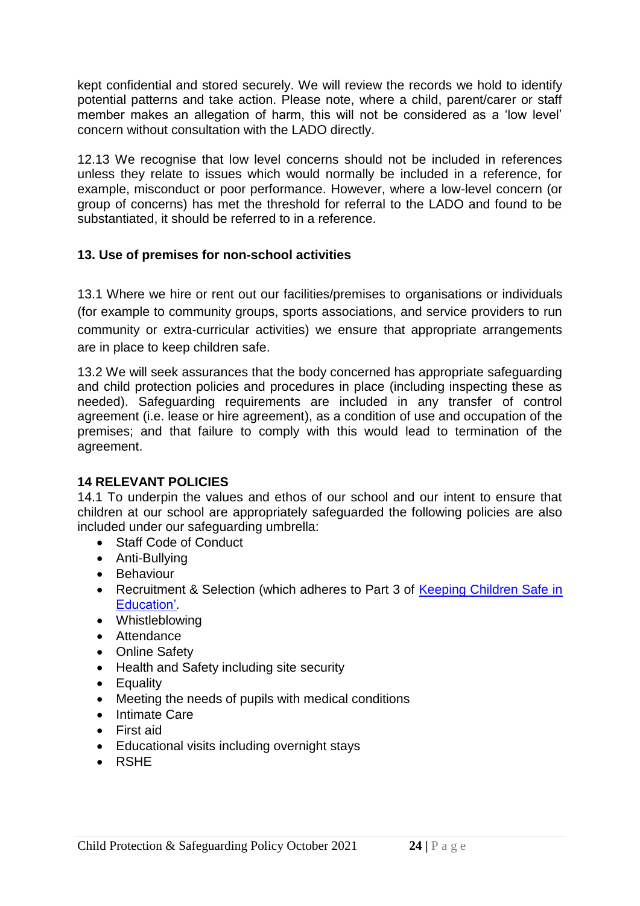kept confidential and stored securely. We will review the records we hold to identify potential patterns and take action. Please note, where a child, parent/carer or staff member makes an allegation of harm, this will not be considered as a 'low level' concern without consultation with the LADO directly.

12.13 We recognise that low level concerns should not be included in references unless they relate to issues which would normally be included in a reference, for example, misconduct or poor performance. However, where a low-level concern (or group of concerns) has met the threshold for referral to the LADO and found to be substantiated, it should be referred to in a reference.

### 13. Use of premises for non-school activities

13.1 Where we hire or rent out our facilities/premises to organisations or individuals (for example to community groups, sports associations, and service providers to run community or extra-curricular activities) we ensure that appropriate arrangements are in place to keep children safe.

13.2 We will seek assurances that the body concerned has appropriate safeguarding and child protection policies and procedures in place (including inspecting these as needed). Safeguarding requirements are included in any transfer of control agreement (i.e. lease or hire agreement), as a condition of use and occupation of the premises; and that failure to comply with this would lead to termination of the agreement.

### 14 RELEVANT POLICIES

14.1 To underpin the values and ethos of our school and our intent to ensure that children at our school are appropriately safeguarded the following policies are also included under our safeguarding umbrella:

- Staff Code of Conduct
- Anti-Bullying
- Behaviour
- Recruitment & Selection (which adheres to Part 3 of Keeping Children Safe in Education'*.*
- Whistleblowing
- Attendance
- Online Safety
- Health and Safety including site security
- Equality
- Meeting the needs of pupils with medical conditions
- Intimate Care
- First aid
- Educational visits including overnight stays
- RSHE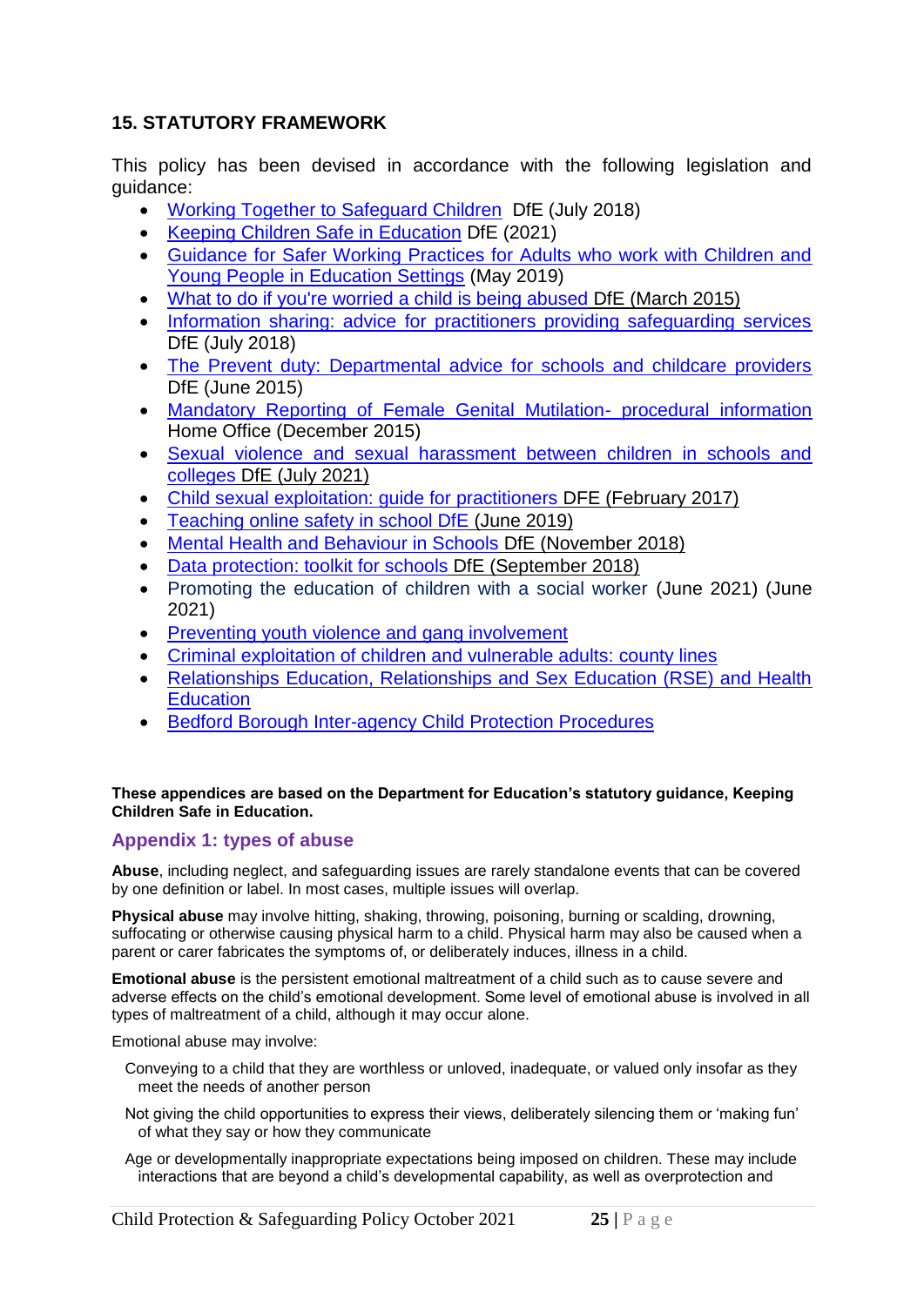## 15. STATUTORY FRAMEWORK

This policy has been devised in accordance with the following legislation and guidance:

- Working Together to Safeguard Children DfE (July 2018)
- Keeping Children Safe in Education DfE (2021)
- Guidance for Safer Working Practices for Adults who work with Children and Young People in Education Settings (May 2019)
- What to do if you're worried a child is being abused DfE (March 2015)
- Information sharing: advice for practitioners providing safeguarding services DfE (July 2018)
- The Prevent duty: Departmental advice for schools and childcare providers DfE (June 2015)
- Mandatory Reporting of Female Genital Mutilation- procedural information Home Office (December 2015)
- Sexual violence and sexual harassment between children in schools and colleges DfE (July 2021)
- Child sexual exploitation: guide for practitioners DFE (February 2017)
- Teaching online safety in school DfE (June 2019)
- Mental Health and Behaviour in Schools DfE (November 2018)
- Data protection: toolkit for schools DfE (September 2018)
- Promoting the education of children with a social worker (June 2021) (June 2021)
- Preventing youth violence and gang involvement
- Criminal exploitation of children and vulnerable adults: county lines
- Relationships Education, Relationships and Sex Education (RSE) and Health Education
- Bedford Borough Inter-agency Child Protection Procedures

**These appendices are based on the Department for Education's statutory guidance, Keeping Children Safe in Education.**

## Appendix 1: types of abuse

**Abuse**, including neglect, and safeguarding issues are rarely standalone events that can be covered by one definition or label. In most cases, multiple issues will overlap.

**Physical abuse** may involve hitting, shaking, throwing, poisoning, burning or scalding, drowning, suffocating or otherwise causing physical harm to a child. Physical harm may also be caused when a parent or carer fabricates the symptoms of, or deliberately induces, illness in a child.

**Emotional abuse** is the persistent emotional maltreatment of a child such as to cause severe and adverse effects on the child's emotional development. Some level of emotional abuse is involved in all types of maltreatment of a child, although it may occur alone.

Emotional abuse may involve:

Conveying to a child that they are worthless or unloved, inadequate, or valued only insofar as they meet the needs of another person

Not giving the child opportunities to express their views, deliberately silencing them or 'making fun' of what they say or how they communicate

Age or developmentally inappropriate expectations being imposed on children. These may include interactions that are beyond a child's developmental capability, as well as overprotection and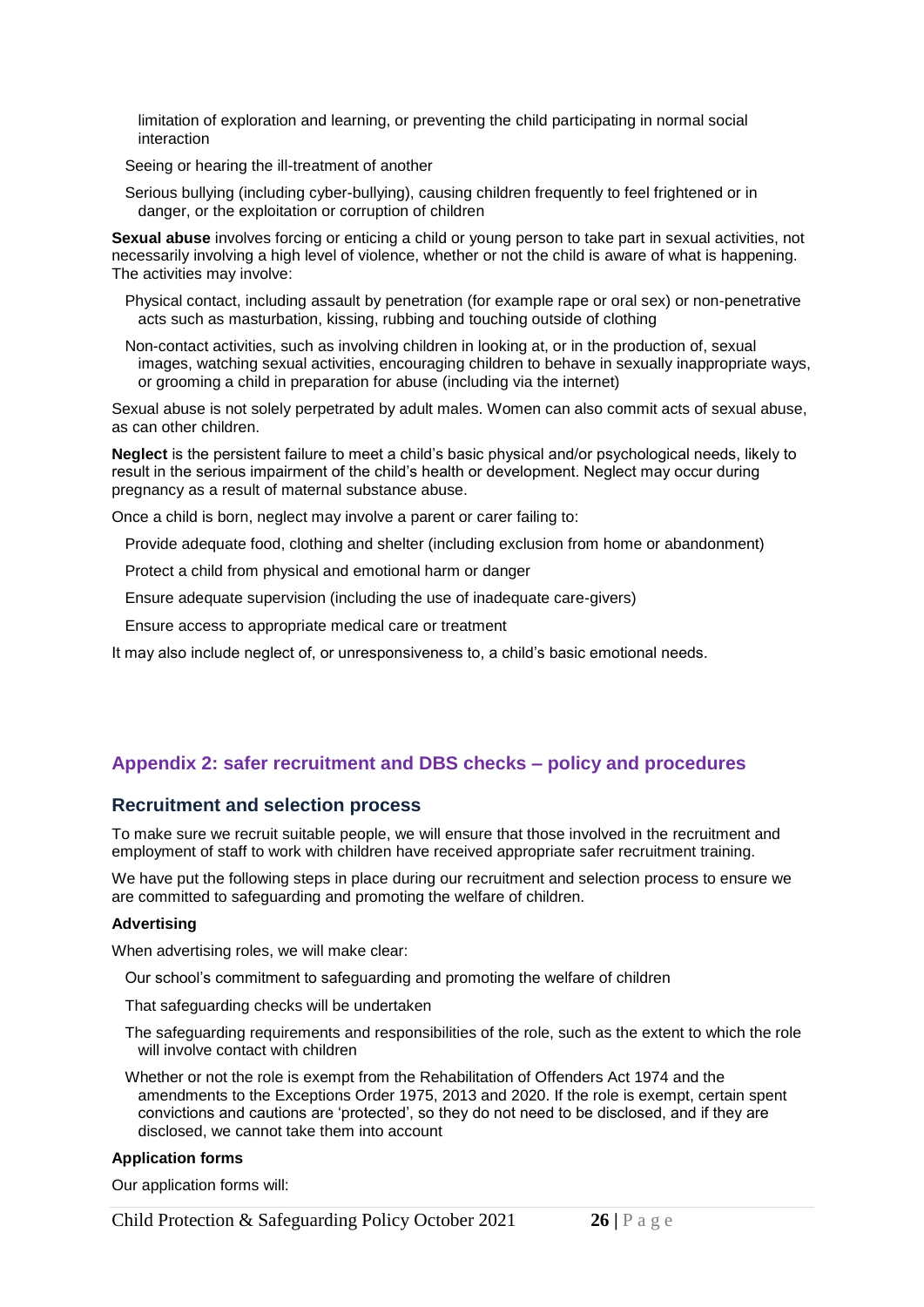limitation of exploration and learning, or preventing the child participating in normal social interaction

- Seeing or hearing the ill-treatment of another
- Serious bullying (including cyber-bullying), causing children frequently to feel frightened or in danger, or the exploitation or corruption of children

**Sexual abuse** involves forcing or enticing a child or young person to take part in sexual activities, not necessarily involving a high level of violence, whether or not the child is aware of what is happening. The activities may involve:

- Physical contact, including assault by penetration (for example rape or oral sex) or non-penetrative acts such as masturbation, kissing, rubbing and touching outside of clothing
- Non-contact activities, such as involving children in looking at, or in the production of, sexual images, watching sexual activities, encouraging children to behave in sexually inappropriate ways, or grooming a child in preparation for abuse (including via the internet)

Sexual abuse is not solely perpetrated by adult males. Women can also commit acts of sexual abuse, as can other children.

**Neglect** is the persistent failure to meet a child's basic physical and/or psychological needs, likely to result in the serious impairment of the child's health or development. Neglect may occur during pregnancy as a result of maternal substance abuse.

Once a child is born, neglect may involve a parent or carer failing to:

- Provide adequate food, clothing and shelter (including exclusion from home or abandonment)
- Protect a child from physical and emotional harm or danger
- Ensure adequate supervision (including the use of inadequate care-givers)
- Ensure access to appropriate medical care or treatment

It may also include neglect of, or unresponsiveness to, a child's basic emotional needs.

## Appendix 2: safer recruitment and DBS checks – policy and procedures

### Recruitment and selection process

To make sure we recruit suitable people, we will ensure that those involved in the recruitment and employment of staff to work with children have received appropriate safer recruitment training.

We have put the following steps in place during our recruitment and selection process to ensure we are committed to safeguarding and promoting the welfare of children.

#### Advertising

When advertising roles, we will make clear:

- Our school's commitment to safeguarding and promoting the welfare of children
- That safeguarding checks will be undertaken
- The safeguarding requirements and responsibilities of the role, such as the extent to which the role will involve contact with children
- Whether or not the role is exempt from the Rehabilitation of Offenders Act 1974 and the amendments to the Exceptions Order 1975, 2013 and 2020. If the role is exempt, certain spent convictions and cautions are 'protected', so they do not need to be disclosed, and if they are disclosed, we cannot take them into account

#### Application forms

Our application forms will: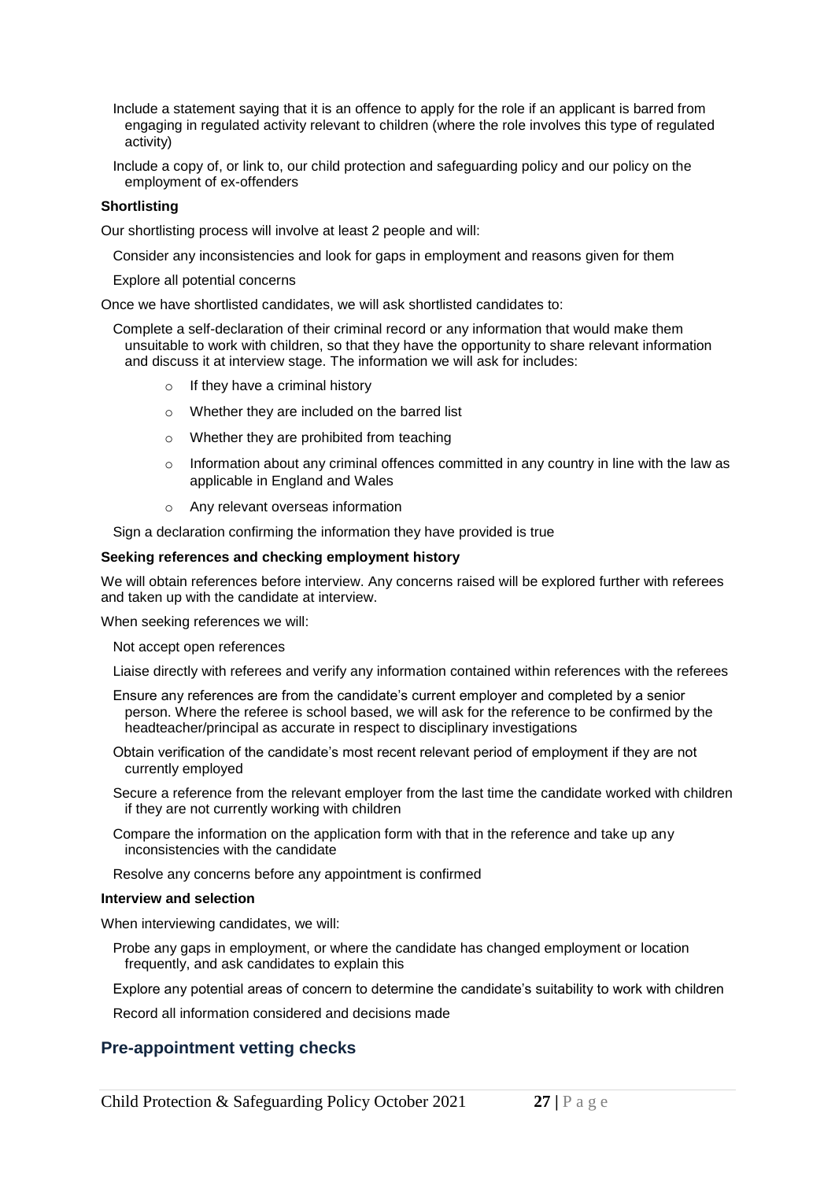- Include a statement saying that it is an offence to apply for the role if an applicant is barred from engaging in regulated activity relevant to children (where the role involves this type of regulated activity)
- Include a copy of, or link to, our child protection and safeguarding policy and our policy on the employment of ex-offenders

**Shortlisting**

Our shortlisting process will involve at least 2 people and will:

- Consider any inconsistencies and look for gaps in employment and reasons given for them
- Explore all potential concerns

Once we have shortlisted candidates, we will ask shortlisted candidates to:

- Complete a self-declaration of their criminal record or any information that would make them unsuitable to work with children, so that they have the opportunity to share relevant information and discuss it at interview stage. The information we will ask for includes:
    - If they have a criminal history
    - Whether they are included on the barred list
    - Whether they are prohibited from teaching
    - Information about any criminal offences committed in any country in line with the law as applicable in England and Wales
    - Any relevant overseas information
- Sign a declaration confirming the information they have provided is true

**Seeking references and checking employment history**

We will obtain references before interview. Any concerns raised will be explored further with referees and taken up with the candidate at interview.

When seeking references we will:

- Not accept open references
- Liaise directly with referees and verify any information contained within references with the referees
- Ensure any references are from the candidate's current employer and completed by a senior person. Where the referee is school based, we will ask for the reference to be confirmed by the headteacher/principal as accurate in respect to disciplinary investigations
- Obtain verification of the candidate's most recent relevant period of employment if they are not currently employed
- Secure a reference from the relevant employer from the last time the candidate worked with children if they are not currently working with children
- Compare the information on the application form with that in the reference and take up any inconsistencies with the candidate
- Resolve any concerns before any appointment is confirmed

**Interview and selection**

When interviewing candidates, we will:

- Probe any gaps in employment, or where the candidate has changed employment or location frequently, and ask candidates to explain this
- Explore any potential areas of concern to determine the candidate's suitability to work with children
- Record all information considered and decisions made

## Pre-appointment vetting checks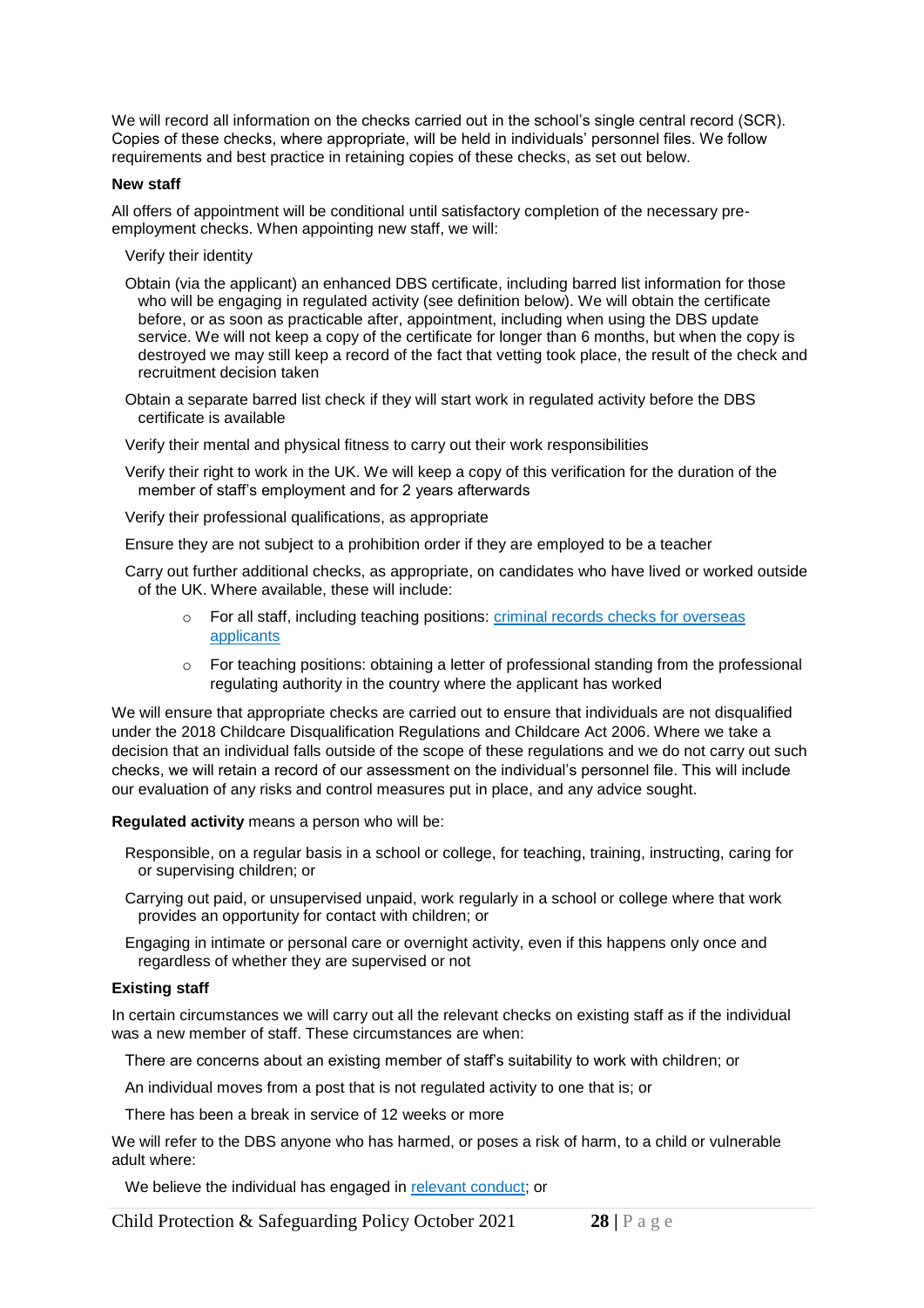We will record all information on the checks carried out in the school's single central record (SCR). Copies of these checks, where appropriate, will be held in individuals' personnel files. We follow requirements and best practice in retaining copies of these checks, as set out below.

**New staff**

All offers of appointment will be conditional until satisfactory completion of the necessary pre-employment checks. When appointing new staff, we will:

- Verify their identity
- Obtain (via the applicant) an enhanced DBS certificate, including barred list information for those who will be engaging in regulated activity (see definition below). We will obtain the certificate before, or as soon as practicable after, appointment, including when using the DBS update service. We will not keep a copy of the certificate for longer than 6 months, but when the copy is destroyed we may still keep a record of the fact that vetting took place, the result of the check and recruitment decision taken
- Obtain a separate barred list check if they will start work in regulated activity before the DBS certificate is available
- Verify their mental and physical fitness to carry out their work responsibilities
- Verify their right to work in the UK. We will keep a copy of this verification for the duration of the member of staff's employment and for 2 years afterwards
- Verify their professional qualifications, as appropriate
- Ensure they are not subject to a prohibition order if they are employed to be a teacher
- Carry out further additional checks, as appropriate, on candidates who have lived or worked outside of the UK. Where available, these will include:
    - For all staff, including teaching positions: criminal records checks for overseas applicants
    - For teaching positions: obtaining a letter of professional standing from the professional regulating authority in the country where the applicant has worked

We will ensure that appropriate checks are carried out to ensure that individuals are not disqualified under the 2018 Childcare Disqualification Regulations and Childcare Act 2006. Where we take a decision that an individual falls outside of the scope of these regulations and we do not carry out such checks, we will retain a record of our assessment on the individual's personnel file. This will include our evaluation of any risks and control measures put in place, and any advice sought.

**Regulated activity** means a person who will be:

- Responsible, on a regular basis in a school or college, for teaching, training, instructing, caring for or supervising children; or
- Carrying out paid, or unsupervised unpaid, work regularly in a school or college where that work provides an opportunity for contact with children; or
- Engaging in intimate or personal care or overnight activity, even if this happens only once and regardless of whether they are supervised or not

**Existing staff**

In certain circumstances we will carry out all the relevant checks on existing staff as if the individual was a new member of staff. These circumstances are when:

- There are concerns about an existing member of staff's suitability to work with children; or
- An individual moves from a post that is not regulated activity to one that is; or
- There has been a break in service of 12 weeks or more

We will refer to the DBS anyone who has harmed, or poses a risk of harm, to a child or vulnerable adult where:

- We believe the individual has engaged in relevant conduct; or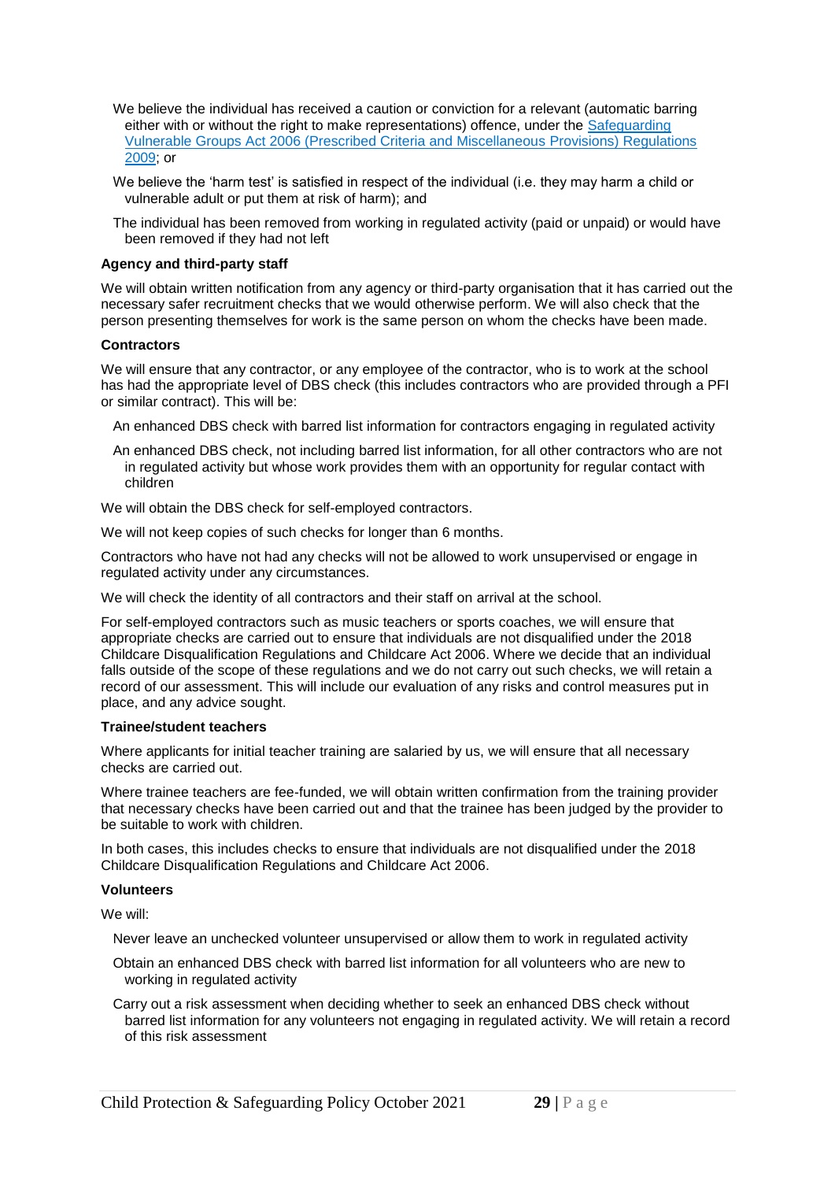- We believe the individual has received a caution or conviction for a relevant (automatic barring either with or without the right to make representations) offence, under the [Safeguarding Vulnerable Groups Act 2006 (Prescribed Criteria and Miscellaneous Provisions) Regulations 2009]; or
- We believe the 'harm test' is satisfied in respect of the individual (i.e. they may harm a child or vulnerable adult or put them at risk of harm); and
- The individual has been removed from working in regulated activity (paid or unpaid) or would have been removed if they had not left

**Agency and third-party staff**

We will obtain written notification from any agency or third-party organisation that it has carried out the necessary safer recruitment checks that we would otherwise perform. We will also check that the person presenting themselves for work is the same person on whom the checks have been made.

**Contractors**

We will ensure that any contractor, or any employee of the contractor, who is to work at the school has had the appropriate level of DBS check (this includes contractors who are provided through a PFI or similar contract). This will be:

- An enhanced DBS check with barred list information for contractors engaging in regulated activity
- An enhanced DBS check, not including barred list information, for all other contractors who are not in regulated activity but whose work provides them with an opportunity for regular contact with children

We will obtain the DBS check for self-employed contractors.

We will not keep copies of such checks for longer than 6 months.

Contractors who have not had any checks will not be allowed to work unsupervised or engage in regulated activity under any circumstances.

We will check the identity of all contractors and their staff on arrival at the school.

For self-employed contractors such as music teachers or sports coaches, we will ensure that appropriate checks are carried out to ensure that individuals are not disqualified under the 2018 Childcare Disqualification Regulations and Childcare Act 2006. Where we decide that an individual falls outside of the scope of these regulations and we do not carry out such checks, we will retain a record of our assessment. This will include our evaluation of any risks and control measures put in place, and any advice sought.

**Trainee/student teachers**

Where applicants for initial teacher training are salaried by us, we will ensure that all necessary checks are carried out.

Where trainee teachers are fee-funded, we will obtain written confirmation from the training provider that necessary checks have been carried out and that the trainee has been judged by the provider to be suitable to work with children.

In both cases, this includes checks to ensure that individuals are not disqualified under the 2018 Childcare Disqualification Regulations and Childcare Act 2006.

**Volunteers**

We will:

- Never leave an unchecked volunteer unsupervised or allow them to work in regulated activity
- Obtain an enhanced DBS check with barred list information for all volunteers who are new to working in regulated activity
- Carry out a risk assessment when deciding whether to seek an enhanced DBS check without barred list information for any volunteers not engaging in regulated activity. We will retain a record of this risk assessment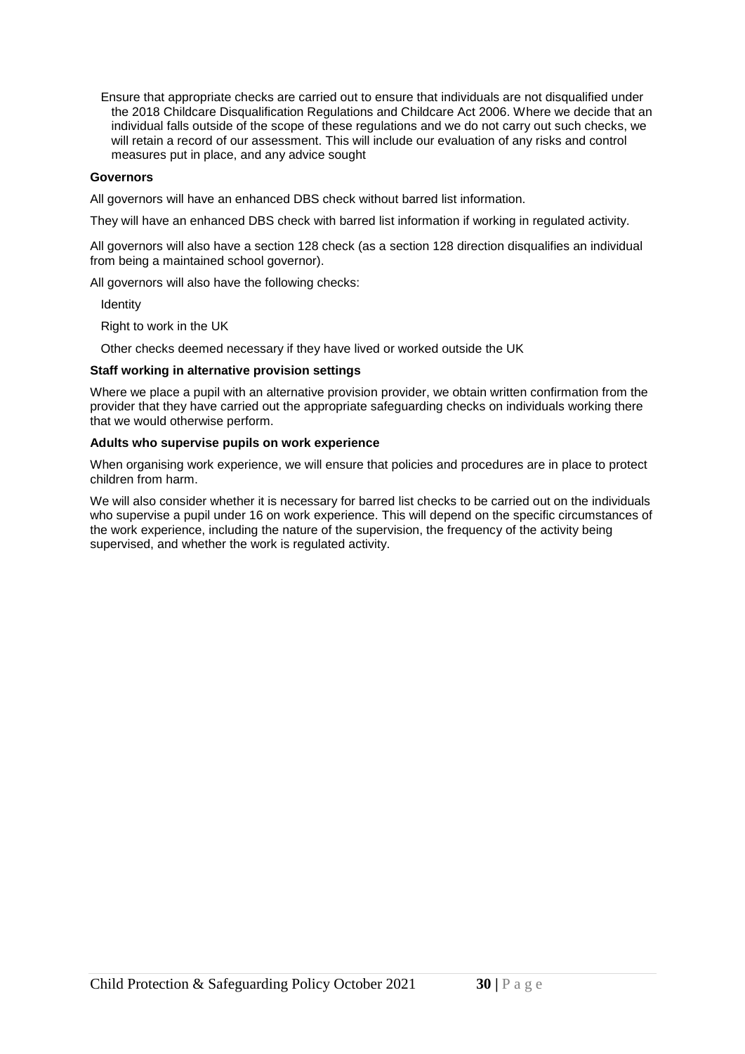- Ensure that appropriate checks are carried out to ensure that individuals are not disqualified under the 2018 Childcare Disqualification Regulations and Childcare Act 2006. Where we decide that an individual falls outside of the scope of these regulations and we do not carry out such checks, we will retain a record of our assessment. This will include our evaluation of any risks and control measures put in place, and any advice sought

**Governors**

All governors will have an enhanced DBS check without barred list information.

They will have an enhanced DBS check with barred list information if working in regulated activity.

All governors will also have a section 128 check (as a section 128 direction disqualifies an individual from being a maintained school governor).

All governors will also have the following checks:

- Identity
- Right to work in the UK
- Other checks deemed necessary if they have lived or worked outside the UK

**Staff working in alternative provision settings**

Where we place a pupil with an alternative provision provider, we obtain written confirmation from the provider that they have carried out the appropriate safeguarding checks on individuals working there that we would otherwise perform.

**Adults who supervise pupils on work experience**

When organising work experience, we will ensure that policies and procedures are in place to protect children from harm.

We will also consider whether it is necessary for barred list checks to be carried out on the individuals who supervise a pupil under 16 on work experience. This will depend on the specific circumstances of the work experience, including the nature of the supervision, the frequency of the activity being supervised, and whether the work is regulated activity.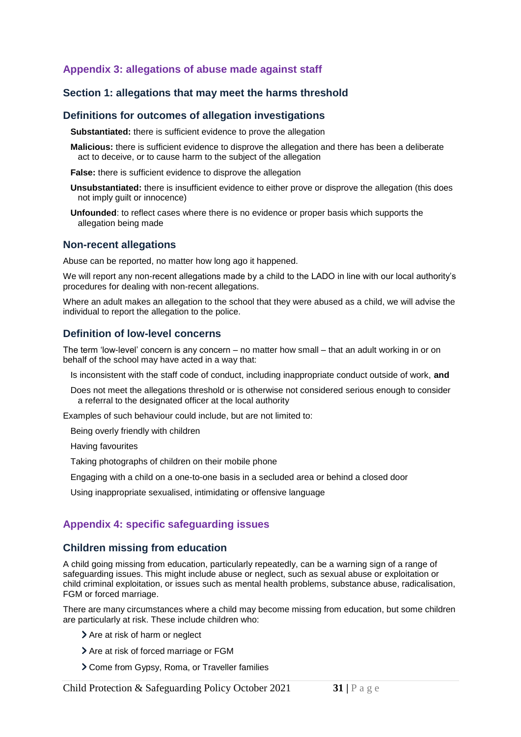## Appendix 3: allegations of abuse made against staff

### Section 1: allegations that may meet the harms threshold

### Definitions for outcomes of allegation investigations

- **Substantiated:** there is sufficient evidence to prove the allegation
- **Malicious:** there is sufficient evidence to disprove the allegation and there has been a deliberate act to deceive, or to cause harm to the subject of the allegation
- **False:** there is sufficient evidence to disprove the allegation
- **Unsubstantiated:** there is insufficient evidence to either prove or disprove the allegation (this does not imply guilt or innocence)
- **Unfounded**: to reflect cases where there is no evidence or proper basis which supports the allegation being made

### Non-recent allegations

Abuse can be reported, no matter how long ago it happened.

We will report any non-recent allegations made by a child to the LADO in line with our local authority's procedures for dealing with non-recent allegations.

Where an adult makes an allegation to the school that they were abused as a child, we will advise the individual to report the allegation to the police.

### Definition of low-level concerns

The term 'low-level' concern is any concern – no matter how small – that an adult working in or on behalf of the school may have acted in a way that:

- Is inconsistent with the staff code of conduct, including inappropriate conduct outside of work, **and**
- Does not meet the allegations threshold or is otherwise not considered serious enough to consider a referral to the designated officer at the local authority

Examples of such behaviour could include, but are not limited to:

- Being overly friendly with children
- Having favourites
- Taking photographs of children on their mobile phone
- Engaging with a child on a one-to-one basis in a secluded area or behind a closed door
- Using inappropriate sexualised, intimidating or offensive language

## Appendix 4: specific safeguarding issues

### Children missing from education

A child going missing from education, particularly repeatedly, can be a warning sign of a range of safeguarding issues. This might include abuse or neglect, such as sexual abuse or exploitation or child criminal exploitation, or issues such as mental health problems, substance abuse, radicalisation, FGM or forced marriage.

There are many circumstances where a child may become missing from education, but some children are particularly at risk. These include children who:

- Are at risk of harm or neglect
- Are at risk of forced marriage or FGM
- Come from Gypsy, Roma, or Traveller families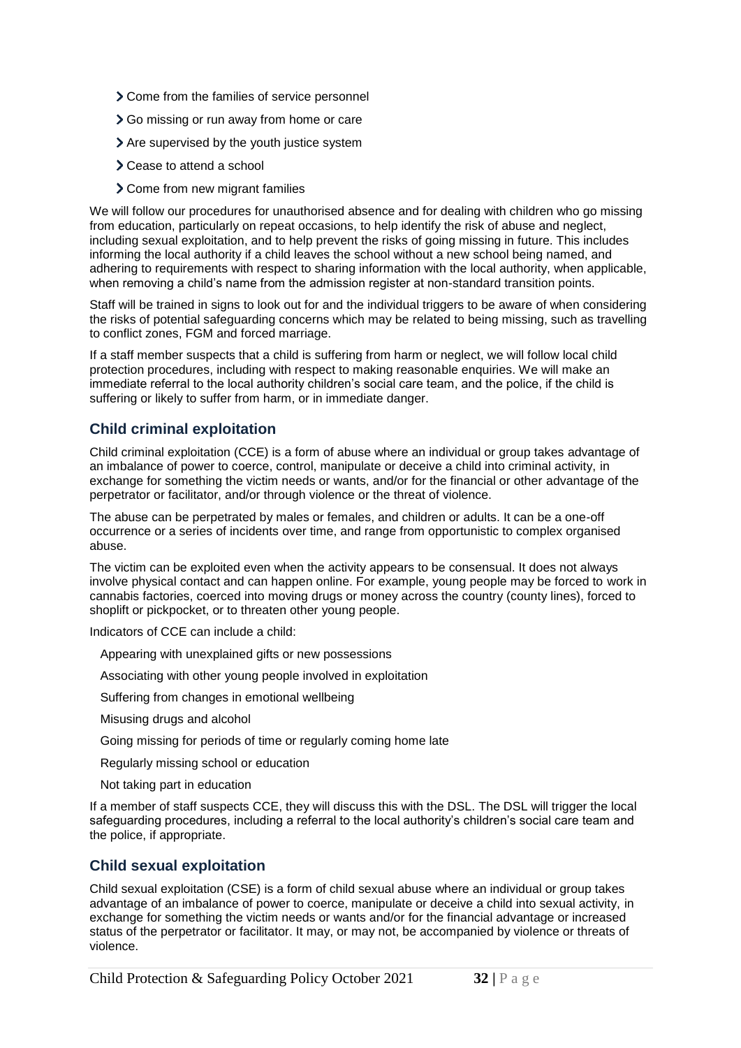- Come from the families of service personnel
- Go missing or run away from home or care
- Are supervised by the youth justice system
- Cease to attend a school
- Come from new migrant families

We will follow our procedures for unauthorised absence and for dealing with children who go missing from education, particularly on repeat occasions, to help identify the risk of abuse and neglect, including sexual exploitation, and to help prevent the risks of going missing in future. This includes informing the local authority if a child leaves the school without a new school being named, and adhering to requirements with respect to sharing information with the local authority, when applicable, when removing a child's name from the admission register at non-standard transition points.

Staff will be trained in signs to look out for and the individual triggers to be aware of when considering the risks of potential safeguarding concerns which may be related to being missing, such as travelling to conflict zones, FGM and forced marriage.

If a staff member suspects that a child is suffering from harm or neglect, we will follow local child protection procedures, including with respect to making reasonable enquiries. We will make an immediate referral to the local authority children's social care team, and the police, if the child is suffering or likely to suffer from harm, or in immediate danger.

## Child criminal exploitation

Child criminal exploitation (CCE) is a form of abuse where an individual or group takes advantage of an imbalance of power to coerce, control, manipulate or deceive a child into criminal activity, in exchange for something the victim needs or wants, and/or for the financial or other advantage of the perpetrator or facilitator, and/or through violence or the threat of violence.

The abuse can be perpetrated by males or females, and children or adults. It can be a one-off occurrence or a series of incidents over time, and range from opportunistic to complex organised abuse.

The victim can be exploited even when the activity appears to be consensual. It does not always involve physical contact and can happen online. For example, young people may be forced to work in cannabis factories, coerced into moving drugs or money across the country (county lines), forced to shoplift or pickpocket, or to threaten other young people.

Indicators of CCE can include a child:

- Appearing with unexplained gifts or new possessions
- Associating with other young people involved in exploitation
- Suffering from changes in emotional wellbeing
- Misusing drugs and alcohol
- Going missing for periods of time or regularly coming home late
- Regularly missing school or education
- Not taking part in education

If a member of staff suspects CCE, they will discuss this with the DSL. The DSL will trigger the local safeguarding procedures, including a referral to the local authority's children's social care team and the police, if appropriate.

## Child sexual exploitation

Child sexual exploitation (CSE) is a form of child sexual abuse where an individual or group takes advantage of an imbalance of power to coerce, manipulate or deceive a child into sexual activity, in exchange for something the victim needs or wants and/or for the financial advantage or increased status of the perpetrator or facilitator. It may, or may not, be accompanied by violence or threats of violence.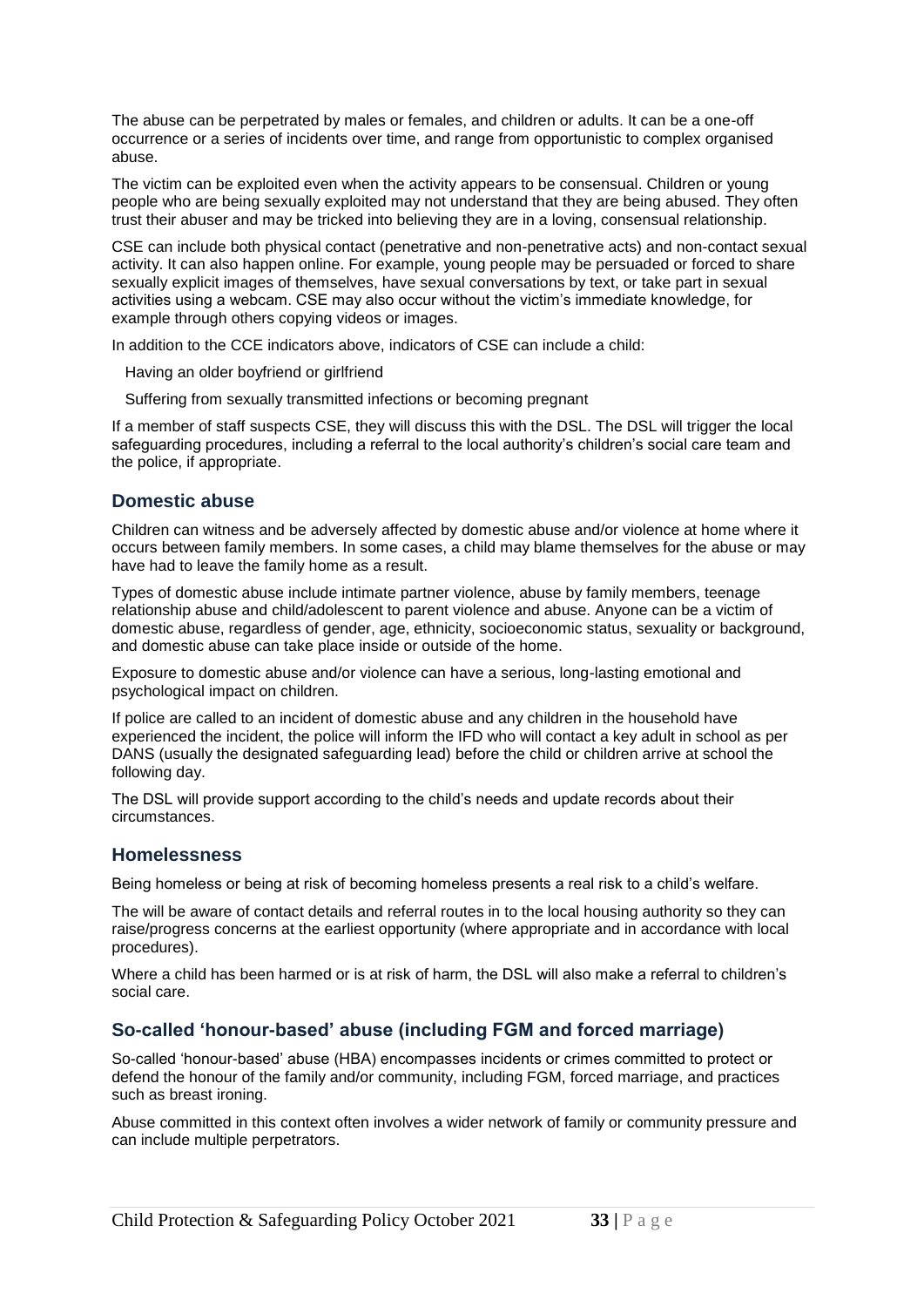The abuse can be perpetrated by males or females, and children or adults. It can be a one-off occurrence or a series of incidents over time, and range from opportunistic to complex organised abuse.

The victim can be exploited even when the activity appears to be consensual. Children or young people who are being sexually exploited may not understand that they are being abused. They often trust their abuser and may be tricked into believing they are in a loving, consensual relationship.

CSE can include both physical contact (penetrative and non-penetrative acts) and non-contact sexual activity. It can also happen online. For example, young people may be persuaded or forced to share sexually explicit images of themselves, have sexual conversations by text, or take part in sexual activities using a webcam. CSE may also occur without the victim's immediate knowledge, for example through others copying videos or images.

In addition to the CCE indicators above, indicators of CSE can include a child:

- Having an older boyfriend or girlfriend
- Suffering from sexually transmitted infections or becoming pregnant

If a member of staff suspects CSE, they will discuss this with the DSL. The DSL will trigger the local safeguarding procedures, including a referral to the local authority's children's social care team and the police, if appropriate.

## Domestic abuse

Children can witness and be adversely affected by domestic abuse and/or violence at home where it occurs between family members. In some cases, a child may blame themselves for the abuse or may have had to leave the family home as a result.

Types of domestic abuse include intimate partner violence, abuse by family members, teenage relationship abuse and child/adolescent to parent violence and abuse. Anyone can be a victim of domestic abuse, regardless of gender, age, ethnicity, socioeconomic status, sexuality or background, and domestic abuse can take place inside or outside of the home.

Exposure to domestic abuse and/or violence can have a serious, long-lasting emotional and psychological impact on children.

If police are called to an incident of domestic abuse and any children in the household have experienced the incident, the police will inform the IFD who will contact a key adult in school as per DANS (usually the designated safeguarding lead) before the child or children arrive at school the following day.

The DSL will provide support according to the child's needs and update records about their circumstances.

## Homelessness

Being homeless or being at risk of becoming homeless presents a real risk to a child's welfare.

The will be aware of contact details and referral routes in to the local housing authority so they can raise/progress concerns at the earliest opportunity (where appropriate and in accordance with local procedures).

Where a child has been harmed or is at risk of harm, the DSL will also make a referral to children's social care.

## So-called 'honour-based' abuse (including FGM and forced marriage)

So-called 'honour-based' abuse (HBA) encompasses incidents or crimes committed to protect or defend the honour of the family and/or community, including FGM, forced marriage, and practices such as breast ironing.

Abuse committed in this context often involves a wider network of family or community pressure and can include multiple perpetrators.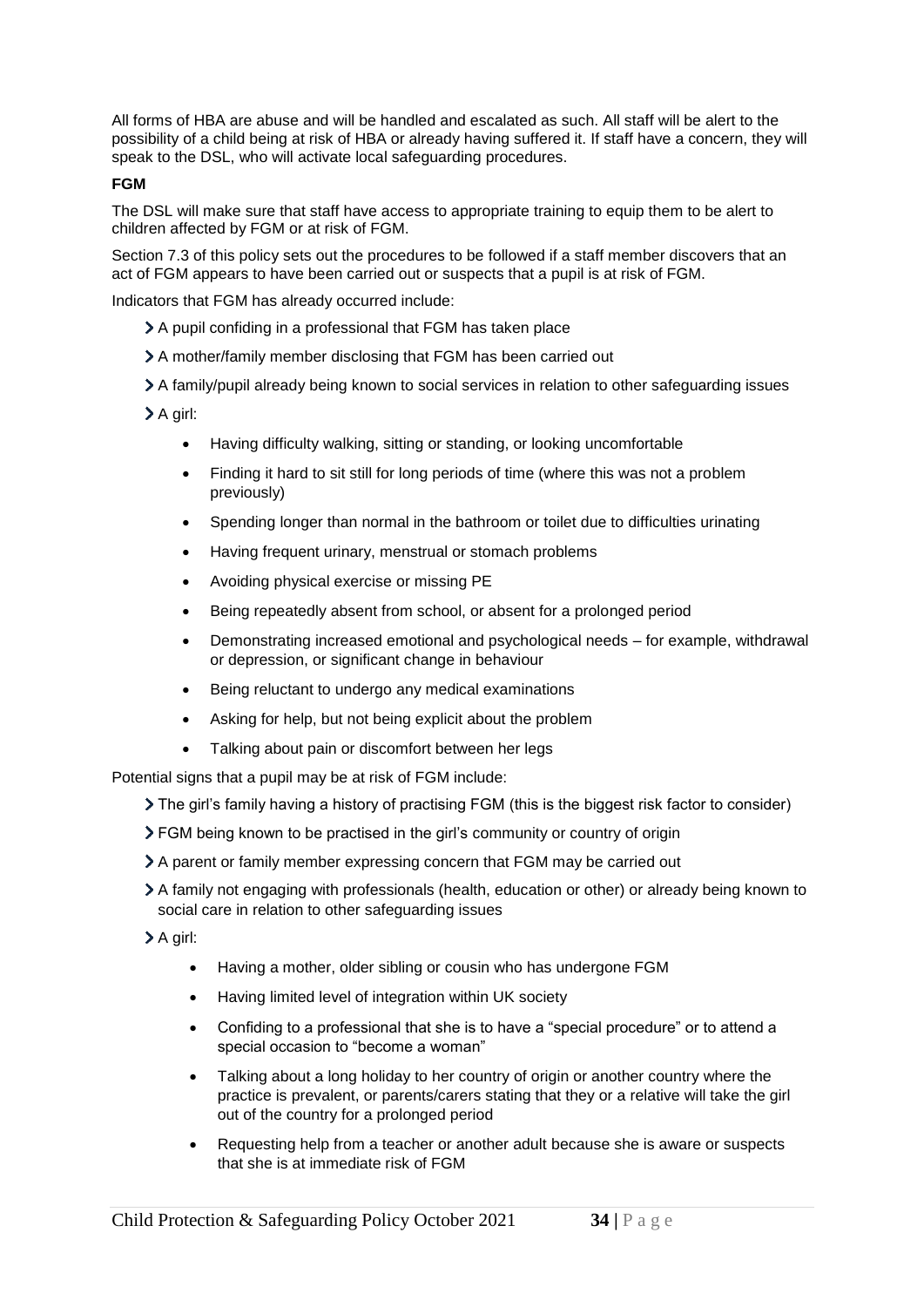All forms of HBA are abuse and will be handled and escalated as such. All staff will be alert to the possibility of a child being at risk of HBA or already having suffered it. If staff have a concern, they will speak to the DSL, who will activate local safeguarding procedures.

**FGM**

The DSL will make sure that staff have access to appropriate training to equip them to be alert to children affected by FGM or at risk of FGM.

Section 7.3 of this policy sets out the procedures to be followed if a staff member discovers that an act of FGM appears to have been carried out or suspects that a pupil is at risk of FGM.

Indicators that FGM has already occurred include:

- A pupil confiding in a professional that FGM has taken place
- A mother/family member disclosing that FGM has been carried out
- A family/pupil already being known to social services in relation to other safeguarding issues
- A girl:
    - Having difficulty walking, sitting or standing, or looking uncomfortable
    - Finding it hard to sit still for long periods of time (where this was not a problem previously)
    - Spending longer than normal in the bathroom or toilet due to difficulties urinating
    - Having frequent urinary, menstrual or stomach problems
    - Avoiding physical exercise or missing PE
    - Being repeatedly absent from school, or absent for a prolonged period
    - Demonstrating increased emotional and psychological needs – for example, withdrawal or depression, or significant change in behaviour
    - Being reluctant to undergo any medical examinations
    - Asking for help, but not being explicit about the problem
    - Talking about pain or discomfort between her legs

Potential signs that a pupil may be at risk of FGM include:

- The girl's family having a history of practising FGM (this is the biggest risk factor to consider)
- FGM being known to be practised in the girl's community or country of origin
- A parent or family member expressing concern that FGM may be carried out
- A family not engaging with professionals (health, education or other) or already being known to social care in relation to other safeguarding issues
- A girl:
    - Having a mother, older sibling or cousin who has undergone FGM
    - Having limited level of integration within UK society
    - Confiding to a professional that she is to have a "special procedure" or to attend a special occasion to "become a woman"
    - Talking about a long holiday to her country of origin or another country where the practice is prevalent, or parents/carers stating that they or a relative will take the girl out of the country for a prolonged period
    - Requesting help from a teacher or another adult because she is aware or suspects that she is at immediate risk of FGM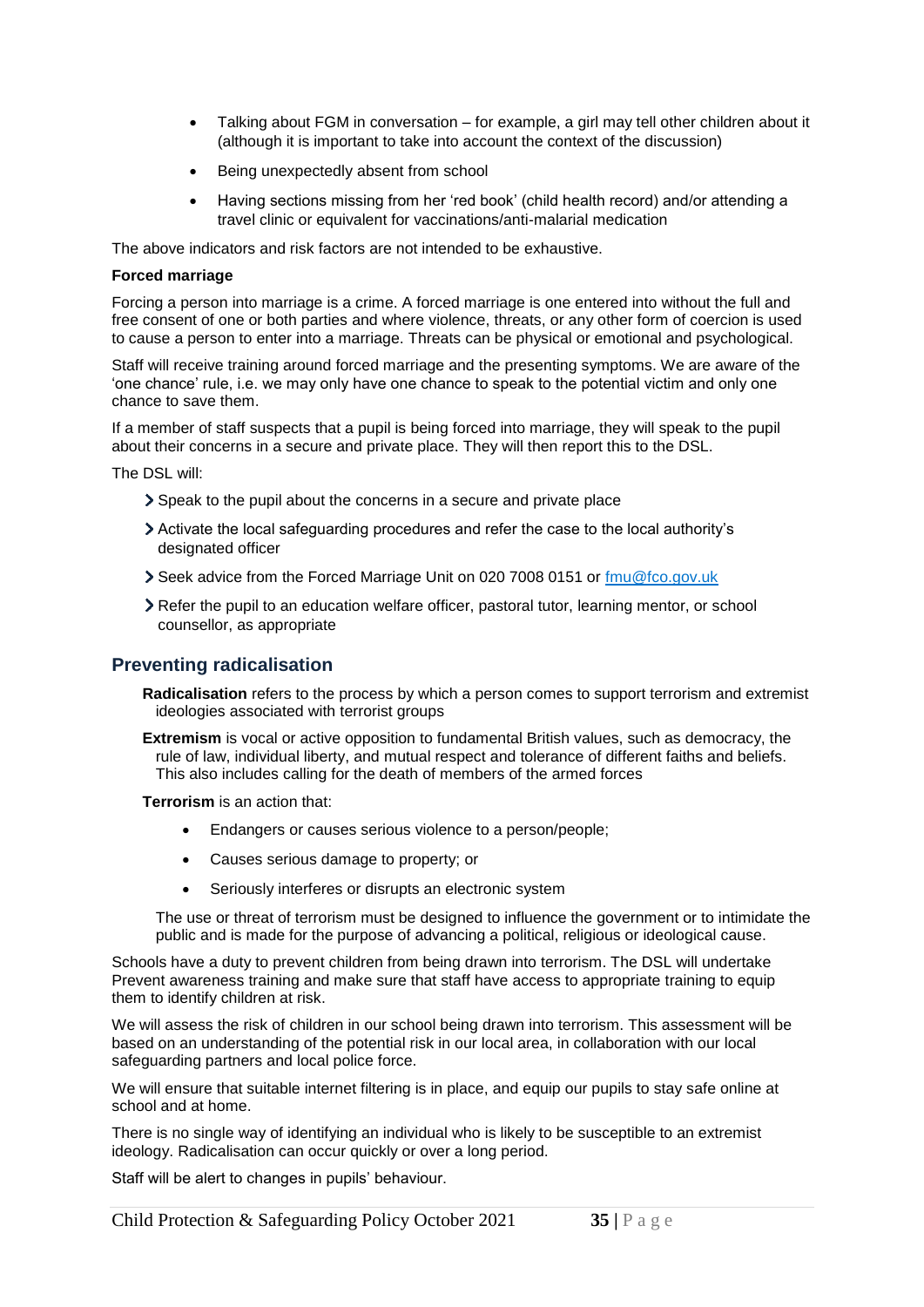- Talking about FGM in conversation – for example, a girl may tell other children about it (although it is important to take into account the context of the discussion)
- Being unexpectedly absent from school
- Having sections missing from her 'red book' (child health record) and/or attending a travel clinic or equivalent for vaccinations/anti-malarial medication

The above indicators and risk factors are not intended to be exhaustive.

**Forced marriage**

Forcing a person into marriage is a crime. A forced marriage is one entered into without the full and free consent of one or both parties and where violence, threats, or any other form of coercion is used to cause a person to enter into a marriage. Threats can be physical or emotional and psychological.

Staff will receive training around forced marriage and the presenting symptoms. We are aware of the 'one chance' rule, i.e. we may only have one chance to speak to the potential victim and only one chance to save them.

If a member of staff suspects that a pupil is being forced into marriage, they will speak to the pupil about their concerns in a secure and private place. They will then report this to the DSL.

The DSL will:

- Speak to the pupil about the concerns in a secure and private place
- Activate the local safeguarding procedures and refer the case to the local authority's designated officer
- Seek advice from the Forced Marriage Unit on 020 7008 0151 or [fmu@fco.gov.uk](mailto:fmu@fco.gov.uk)
- Refer the pupil to an education welfare officer, pastoral tutor, learning mentor, or school counsellor, as appropriate

## Preventing radicalisation

**Radicalisation** refers to the process by which a person comes to support terrorism and extremist ideologies associated with terrorist groups

**Extremism** is vocal or active opposition to fundamental British values, such as democracy, the rule of law, individual liberty, and mutual respect and tolerance of different faiths and beliefs. This also includes calling for the death of members of the armed forces

**Terrorism** is an action that:

- Endangers or causes serious violence to a person/people;
- Causes serious damage to property; or
- Seriously interferes or disrupts an electronic system

The use or threat of terrorism must be designed to influence the government or to intimidate the public and is made for the purpose of advancing a political, religious or ideological cause.

Schools have a duty to prevent children from being drawn into terrorism. The DSL will undertake Prevent awareness training and make sure that staff have access to appropriate training to equip them to identify children at risk.

We will assess the risk of children in our school being drawn into terrorism. This assessment will be based on an understanding of the potential risk in our local area, in collaboration with our local safeguarding partners and local police force.

We will ensure that suitable internet filtering is in place, and equip our pupils to stay safe online at school and at home.

There is no single way of identifying an individual who is likely to be susceptible to an extremist ideology. Radicalisation can occur quickly or over a long period.

Staff will be alert to changes in pupils' behaviour.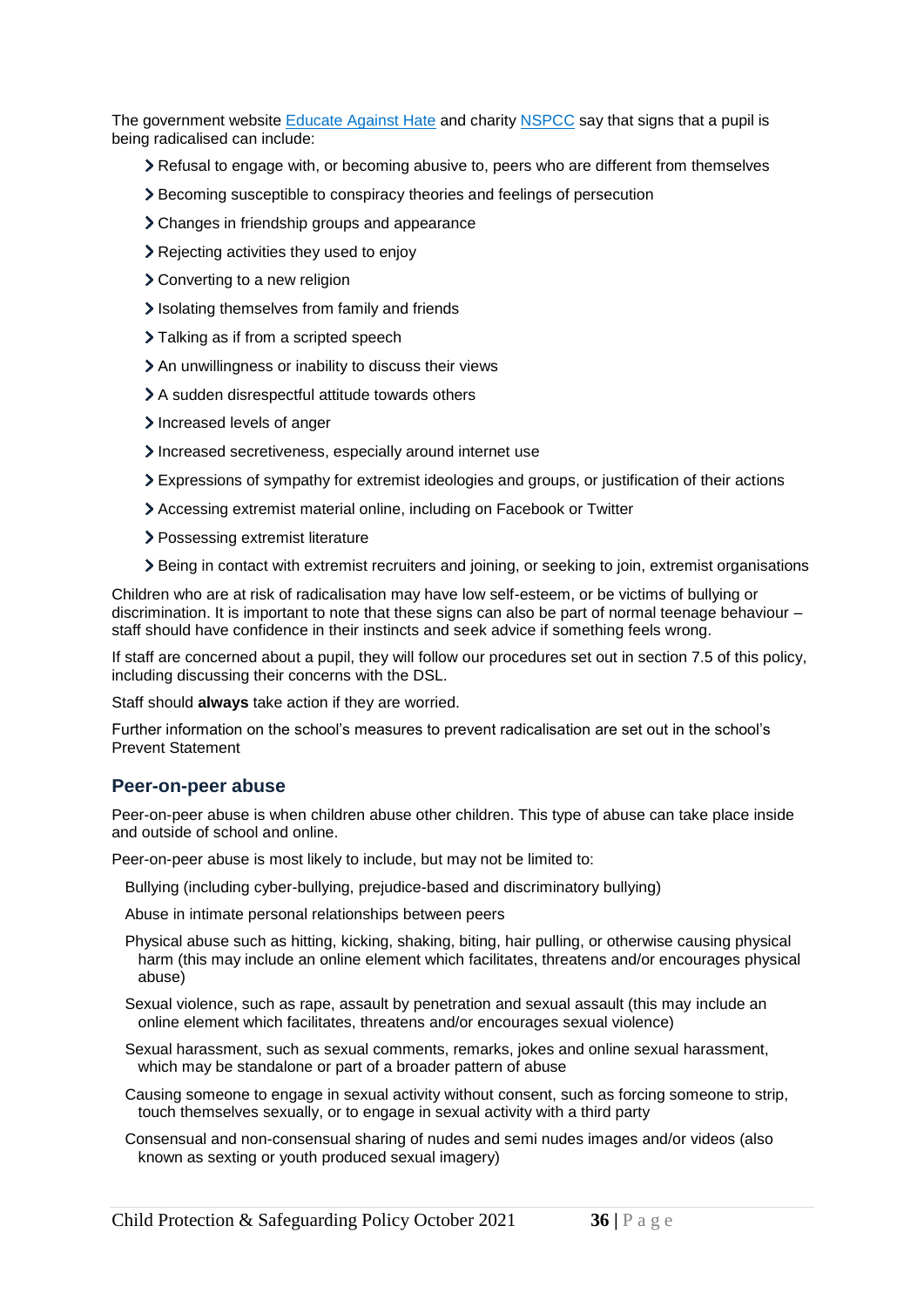The government website [Educate Against Hate](#) and charity [NSPCC](#) say that signs that a pupil is being radicalised can include:

- Refusal to engage with, or becoming abusive to, peers who are different from themselves
- Becoming susceptible to conspiracy theories and feelings of persecution
- Changes in friendship groups and appearance
- Rejecting activities they used to enjoy
- Converting to a new religion
- Isolating themselves from family and friends
- Talking as if from a scripted speech
- An unwillingness or inability to discuss their views
- A sudden disrespectful attitude towards others
- Increased levels of anger
- Increased secretiveness, especially around internet use
- Expressions of sympathy for extremist ideologies and groups, or justification of their actions
- Accessing extremist material online, including on Facebook or Twitter
- Possessing extremist literature
- Being in contact with extremist recruiters and joining, or seeking to join, extremist organisations

Children who are at risk of radicalisation may have low self-esteem, or be victims of bullying or discrimination. It is important to note that these signs can also be part of normal teenage behaviour – staff should have confidence in their instincts and seek advice if something feels wrong.

If staff are concerned about a pupil, they will follow our procedures set out in section 7.5 of this policy, including discussing their concerns with the DSL.

Staff should **always** take action if they are worried.

Further information on the school's measures to prevent radicalisation are set out in the school's Prevent Statement

### Peer-on-peer abuse

Peer-on-peer abuse is when children abuse other children. This type of abuse can take place inside and outside of school and online.

Peer-on-peer abuse is most likely to include, but may not be limited to:

- Bullying (including cyber-bullying, prejudice-based and discriminatory bullying)
- Abuse in intimate personal relationships between peers
- Physical abuse such as hitting, kicking, shaking, biting, hair pulling, or otherwise causing physical harm (this may include an online element which facilitates, threatens and/or encourages physical abuse)
- Sexual violence, such as rape, assault by penetration and sexual assault (this may include an online element which facilitates, threatens and/or encourages sexual violence)
- Sexual harassment, such as sexual comments, remarks, jokes and online sexual harassment, which may be standalone or part of a broader pattern of abuse
- Causing someone to engage in sexual activity without consent, such as forcing someone to strip, touch themselves sexually, or to engage in sexual activity with a third party
- Consensual and non-consensual sharing of nudes and semi nudes images and/or videos (also known as sexting or youth produced sexual imagery)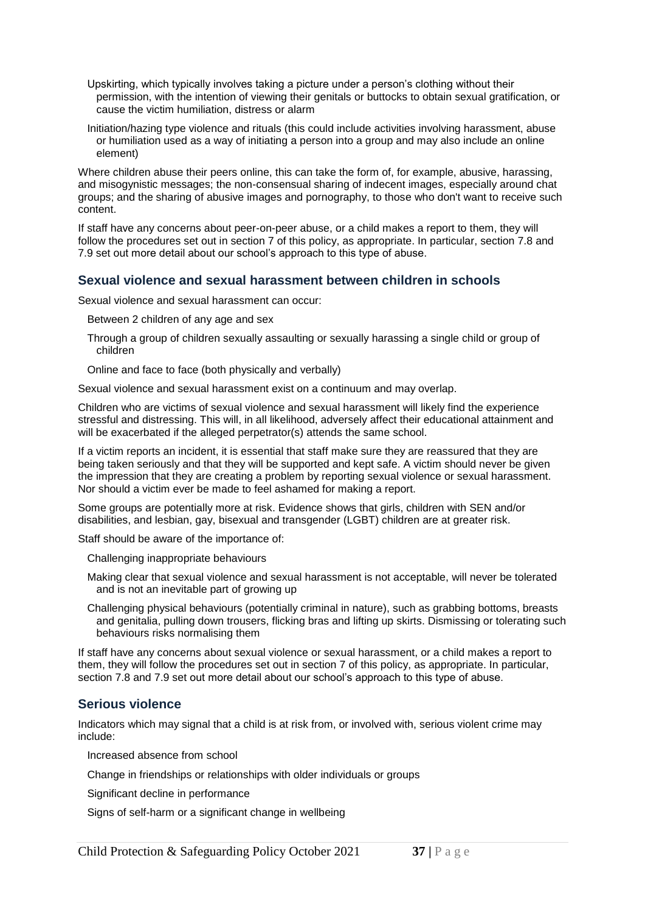- Upskirting, which typically involves taking a picture under a person's clothing without their permission, with the intention of viewing their genitals or buttocks to obtain sexual gratification, or cause the victim humiliation, distress or alarm
- Initiation/hazing type violence and rituals (this could include activities involving harassment, abuse or humiliation used as a way of initiating a person into a group and may also include an online element)

Where children abuse their peers online, this can take the form of, for example, abusive, harassing, and misogynistic messages; the non-consensual sharing of indecent images, especially around chat groups; and the sharing of abusive images and pornography, to those who don't want to receive such content.

If staff have any concerns about peer-on-peer abuse, or a child makes a report to them, they will follow the procedures set out in section 7 of this policy, as appropriate. In particular, section 7.8 and 7.9 set out more detail about our school's approach to this type of abuse.

## Sexual violence and sexual harassment between children in schools

Sexual violence and sexual harassment can occur:

- Between 2 children of any age and sex
- Through a group of children sexually assaulting or sexually harassing a single child or group of children
- Online and face to face (both physically and verbally)

Sexual violence and sexual harassment exist on a continuum and may overlap.

Children who are victims of sexual violence and sexual harassment will likely find the experience stressful and distressing. This will, in all likelihood, adversely affect their educational attainment and will be exacerbated if the alleged perpetrator(s) attends the same school.

If a victim reports an incident, it is essential that staff make sure they are reassured that they are being taken seriously and that they will be supported and kept safe. A victim should never be given the impression that they are creating a problem by reporting sexual violence or sexual harassment. Nor should a victim ever be made to feel ashamed for making a report.

Some groups are potentially more at risk. Evidence shows that girls, children with SEN and/or disabilities, and lesbian, gay, bisexual and transgender (LGBT) children are at greater risk.

Staff should be aware of the importance of:

- Challenging inappropriate behaviours
- Making clear that sexual violence and sexual harassment is not acceptable, will never be tolerated and is not an inevitable part of growing up
- Challenging physical behaviours (potentially criminal in nature), such as grabbing bottoms, breasts and genitalia, pulling down trousers, flicking bras and lifting up skirts. Dismissing or tolerating such behaviours risks normalising them

If staff have any concerns about sexual violence or sexual harassment, or a child makes a report to them, they will follow the procedures set out in section 7 of this policy, as appropriate. In particular, section 7.8 and 7.9 set out more detail about our school's approach to this type of abuse.

## Serious violence

Indicators which may signal that a child is at risk from, or involved with, serious violent crime may include:

- Increased absence from school
- Change in friendships or relationships with older individuals or groups
- Significant decline in performance
- Signs of self-harm or a significant change in wellbeing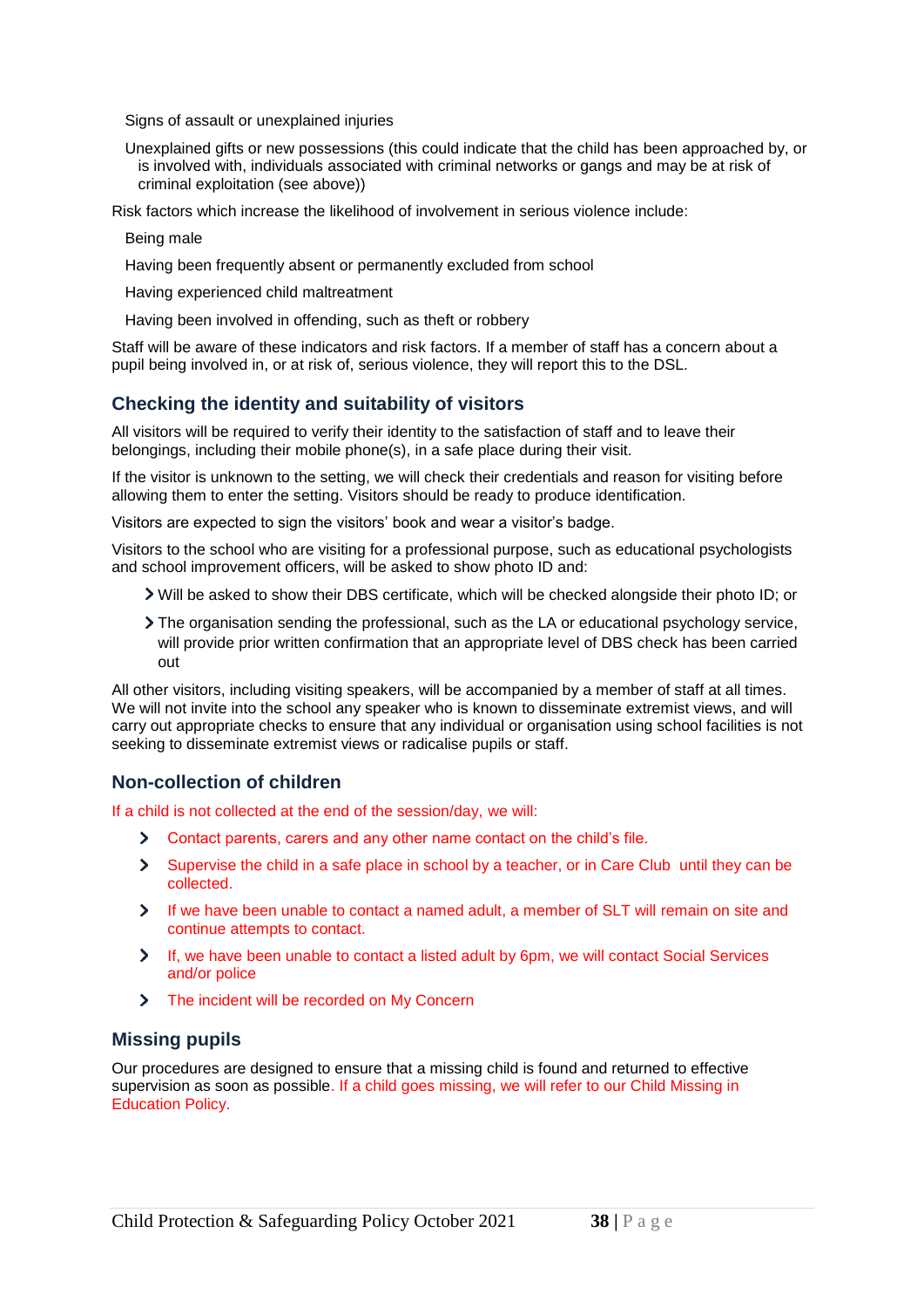- Signs of assault or unexplained injuries
- Unexplained gifts or new possessions (this could indicate that the child has been approached by, or is involved with, individuals associated with criminal networks or gangs and may be at risk of criminal exploitation (see above))

Risk factors which increase the likelihood of involvement in serious violence include:

- Being male
- Having been frequently absent or permanently excluded from school
- Having experienced child maltreatment
- Having been involved in offending, such as theft or robbery

Staff will be aware of these indicators and risk factors. If a member of staff has a concern about a pupil being involved in, or at risk of, serious violence, they will report this to the DSL.

## Checking the identity and suitability of visitors

All visitors will be required to verify their identity to the satisfaction of staff and to leave their belongings, including their mobile phone(s), in a safe place during their visit.

If the visitor is unknown to the setting, we will check their credentials and reason for visiting before allowing them to enter the setting. Visitors should be ready to produce identification.

Visitors are expected to sign the visitors' book and wear a visitor's badge.

Visitors to the school who are visiting for a professional purpose, such as educational psychologists and school improvement officers, will be asked to show photo ID and:

- Will be asked to show their DBS certificate, which will be checked alongside their photo ID; or
- The organisation sending the professional, such as the LA or educational psychology service, will provide prior written confirmation that an appropriate level of DBS check has been carried out

All other visitors, including visiting speakers, will be accompanied by a member of staff at all times. We will not invite into the school any speaker who is known to disseminate extremist views, and will carry out appropriate checks to ensure that any individual or organisation using school facilities is not seeking to disseminate extremist views or radicalise pupils or staff.

## Non-collection of children

If a child is not collected at the end of the session/day, we will:

- Contact parents, carers and any other name contact on the child's file.
- Supervise the child in a safe place in school by a teacher, or in Care Club until they can be collected.
- If we have been unable to contact a named adult, a member of SLT will remain on site and continue attempts to contact.
- If, we have been unable to contact a listed adult by 6pm, we will contact Social Services and/or police
- The incident will be recorded on My Concern

## Missing pupils

Our procedures are designed to ensure that a missing child is found and returned to effective supervision as soon as possible. If a child goes missing, we will refer to our Child Missing in Education Policy.